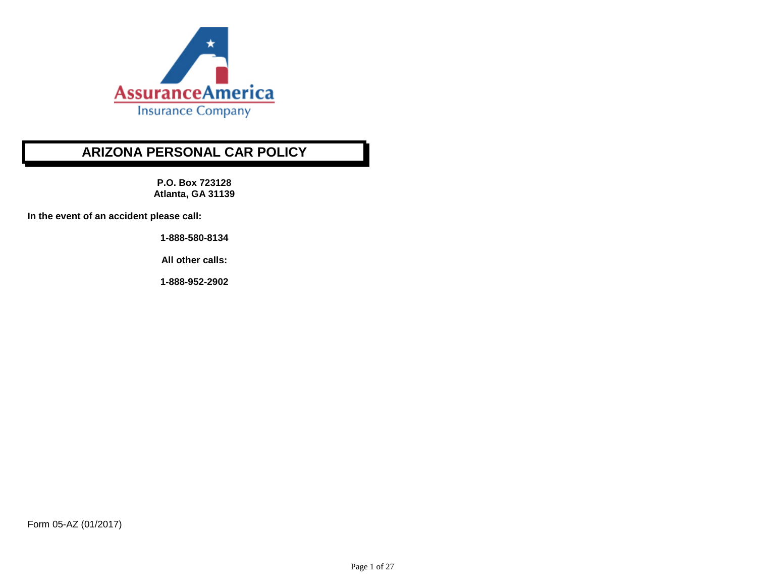AssuranceAmerica
Insurance Company

# ARIZONA PERSONAL CAR POLICY

**P.O. Box 723128**
**Atlanta, GA 31139**

**In the event of an accident please call:**

**1-888-580-8134**

**All other calls:**

**1-888-952-2902**

Form 05-AZ (01/2017)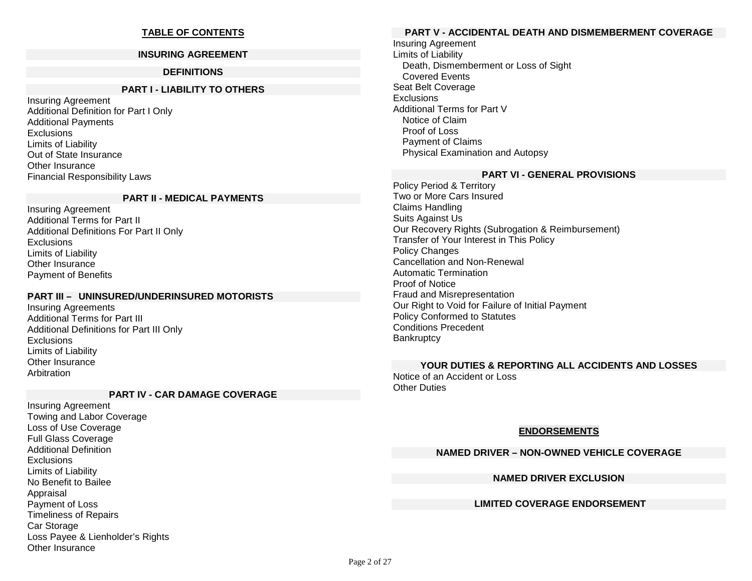# TABLE OF CONTENTS

## INSURING AGREEMENT

## DEFINITIONS

## PART I - LIABILITY TO OTHERS

Insuring Agreement
Additional Definition for Part I Only
Additional Payments
Exclusions
Limits of Liability
Out of State Insurance
Other Insurance
Financial Responsibility Laws

## PART II - MEDICAL PAYMENTS

Insuring Agreement
Additional Terms for Part II
Additional Definitions For Part II Only
Exclusions
Limits of Liability
Other Insurance
Payment of Benefits

## PART III – UNINSURED/UNDERINSURED MOTORISTS

Insuring Agreements
Additional Terms for Part III
Additional Definitions for Part III Only
Exclusions
Limits of Liability
Other Insurance
Arbitration

## PART IV - CAR DAMAGE COVERAGE

Insuring Agreement
Towing and Labor Coverage
Loss of Use Coverage
Full Glass Coverage
Additional Definition
Exclusions
Limits of Liability
No Benefit to Bailee
Appraisal
Payment of Loss
Timeliness of Repairs
Car Storage
Loss Payee & Lienholder's Rights
Other Insurance

## PART V - ACCIDENTAL DEATH AND DISMEMBERMENT COVERAGE

Insuring Agreement
Limits of Liability
- Death, Dismemberment or Loss of Sight
- Covered Events

Seat Belt Coverage
Exclusions
Additional Terms for Part V
- Notice of Claim
- Proof of Loss
- Payment of Claims
- Physical Examination and Autopsy

## PART VI - GENERAL PROVISIONS

Policy Period & Territory
Two or More Cars Insured
Claims Handling
Suits Against Us
Our Recovery Rights (Subrogation & Reimbursement)
Transfer of Your Interest in This Policy
Policy Changes
Cancellation and Non-Renewal
Automatic Termination
Proof of Notice
Fraud and Misrepresentation
Our Right to Void for Failure of Initial Payment
Policy Conformed to Statutes
Conditions Precedent
Bankruptcy

## YOUR DUTIES & REPORTING ALL ACCIDENTS AND LOSSES

Notice of an Accident or Loss
Other Duties

# ENDORSEMENTS

## NAMED DRIVER – NON-OWNED VEHICLE COVERAGE

## NAMED DRIVER EXCLUSION

## LIMITED COVERAGE ENDORSEMENT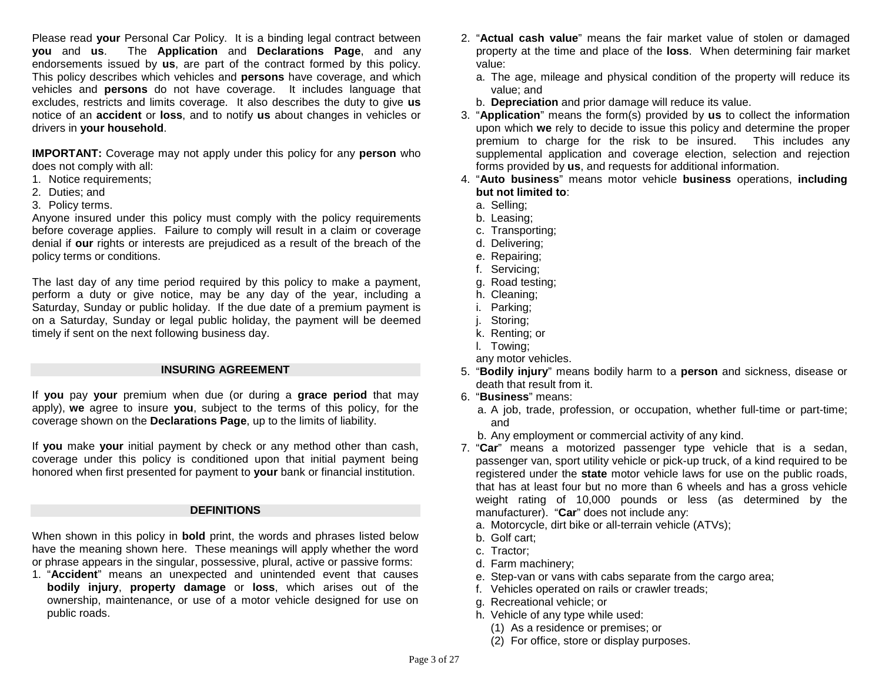Please read **your** Personal Car Policy. It is a binding legal contract between **you** and **us**. The **Application** and **Declarations Page**, and any endorsements issued by **us**, are part of the contract formed by this policy. This policy describes which vehicles and **persons** have coverage, and which vehicles and **persons** do not have coverage. It includes language that excludes, restricts and limits coverage. It also describes the duty to give **us** notice of an **accident** or **loss**, and to notify **us** about changes in vehicles or drivers in **your household**.

**IMPORTANT:** Coverage may not apply under this policy for any **person** who does not comply with all:

1. Notice requirements;
2. Duties; and
3. Policy terms.

Anyone insured under this policy must comply with the policy requirements before coverage applies. Failure to comply will result in a claim or coverage denial if **our** rights or interests are prejudiced as a result of the breach of the policy terms or conditions.

The last day of any time period required by this policy to make a payment, perform a duty or give notice, may be any day of the year, including a Saturday, Sunday or public holiday. If the due date of a premium payment is on a Saturday, Sunday or legal public holiday, the payment will be deemed timely if sent on the next following business day.

## INSURING AGREEMENT

If **you** pay **your** premium when due (or during a **grace period** that may apply), **we** agree to insure **you**, subject to the terms of this policy, for the coverage shown on the **Declarations Page**, up to the limits of liability.

If **you** make **your** initial payment by check or any method other than cash, coverage under this policy is conditioned upon that initial payment being honored when first presented for payment to **your** bank or financial institution.

## DEFINITIONS

When shown in this policy in **bold** print, the words and phrases listed below have the meaning shown here. These meanings will apply whether the word or phrase appears in the singular, possessive, plural, active or passive forms:

1. "**Accident**" means an unexpected and unintended event that causes **bodily injury**, **property damage** or **loss**, which arises out of the ownership, maintenance, or use of a motor vehicle designed for use on public roads.
2. "**Actual cash value**" means the fair market value of stolen or damaged property at the time and place of the **loss**. When determining fair market value:
   a. The age, mileage and physical condition of the property will reduce its value; and
   b. **Depreciation** and prior damage will reduce its value.
3. "**Application**" means the form(s) provided by **us** to collect the information upon which **we** rely to decide to issue this policy and determine the proper premium to charge for the risk to be insured. This includes any supplemental application and coverage election, selection and rejection forms provided by **us**, and requests for additional information.
4. "**Auto business**" means motor vehicle **business** operations, **including but not limited to**:
   a. Selling;
   b. Leasing;
   c. Transporting;
   d. Delivering;
   e. Repairing;
   f. Servicing;
   g. Road testing;
   h. Cleaning;
   i. Parking;
   j. Storing;
   k. Renting; or
   l. Towing;

   any motor vehicles.
5. "**Bodily injury**" means bodily harm to a **person** and sickness, disease or death that result from it.
6. "**Business**" means:
   a. A job, trade, profession, or occupation, whether full-time or part-time; and
   b. Any employment or commercial activity of any kind.
7. "**Car**" means a motorized passenger type vehicle that is a sedan, passenger van, sport utility vehicle or pick-up truck, of a kind required to be registered under the **state** motor vehicle laws for use on the public roads, that has at least four but no more than 6 wheels and has a gross vehicle weight rating of 10,000 pounds or less (as determined by the manufacturer). "**Car**" does not include any:
   a. Motorcycle, dirt bike or all-terrain vehicle (ATVs);
   b. Golf cart;
   c. Tractor;
   d. Farm machinery;
   e. Step-van or vans with cabs separate from the cargo area;
   f. Vehicles operated on rails or crawler treads;
   g. Recreational vehicle; or
   h. Vehicle of any type while used:
      (1) As a residence or premises; or
      (2) For office, store or display purposes.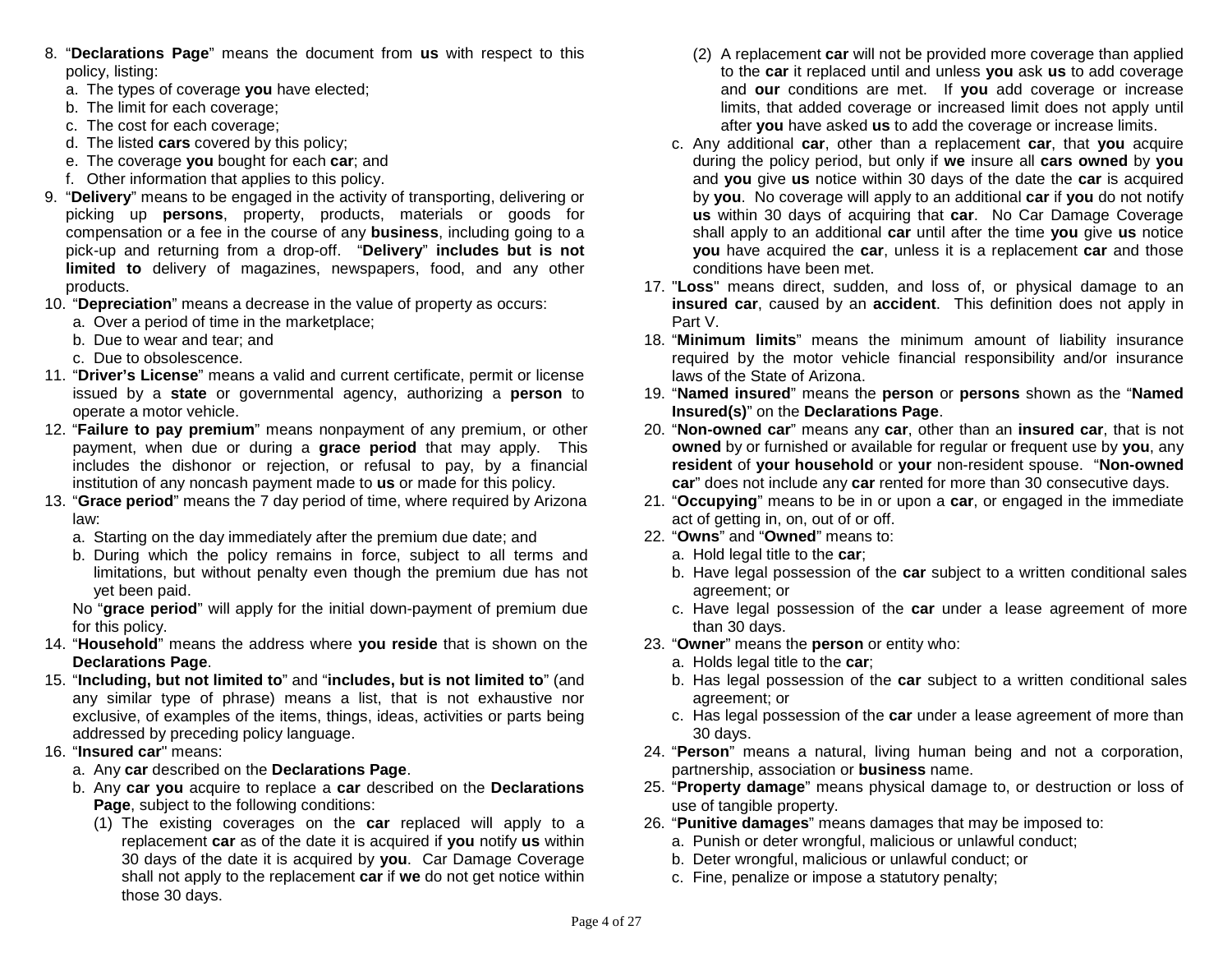8. "**Declarations Page**" means the document from **us** with respect to this policy, listing:
   a. The types of coverage **you** have elected;
   b. The limit for each coverage;
   c. The cost for each coverage;
   d. The listed **cars** covered by this policy;
   e. The coverage **you** bought for each **car**; and
   f. Other information that applies to this policy.
9. "**Delivery**" means to be engaged in the activity of transporting, delivering or picking up **persons**, property, products, materials or goods for compensation or a fee in the course of any **business**, including going to a pick-up and returning from a drop-off. "**Delivery**" **includes but is not limited to** delivery of magazines, newspapers, food, and any other products.
10. "**Depreciation**" means a decrease in the value of property as occurs:
    a. Over a period of time in the marketplace;
    b. Due to wear and tear; and
    c. Due to obsolescence.
11. "**Driver's License**" means a valid and current certificate, permit or license issued by a **state** or governmental agency, authorizing a **person** to operate a motor vehicle.
12. "**Failure to pay premium**" means nonpayment of any premium, or other payment, when due or during a **grace period** that may apply. This includes the dishonor or rejection, or refusal to pay, by a financial institution of any noncash payment made to **us** or made for this policy.
13. "**Grace period**" means the 7 day period of time, where required by Arizona law:
    a. Starting on the day immediately after the premium due date; and
    b. During which the policy remains in force, subject to all terms and limitations, but without penalty even though the premium due has not yet been paid.

    No "**grace period**" will apply for the initial down-payment of premium due for this policy.
14. "**Household**" means the address where **you reside** that is shown on the **Declarations Page**.
15. "**Including, but not limited to**" and "**includes, but is not limited to**" (and any similar type of phrase) means a list, that is not exhaustive nor exclusive, of examples of the items, things, ideas, activities or parts being addressed by preceding policy language.
16. "**Insured car**" means:
    a. Any **car** described on the **Declarations Page**.
    b. Any **car you** acquire to replace a **car** described on the **Declarations Page**, subject to the following conditions:
       (1) The existing coverages on the **car** replaced will apply to a replacement **car** as of the date it is acquired if **you** notify **us** within 30 days of the date it is acquired by **you**. Car Damage Coverage shall not apply to the replacement **car** if **we** do not get notice within those 30 days.
       (2) A replacement **car** will not be provided more coverage than applied to the **car** it replaced until and unless **you** ask **us** to add coverage and **our** conditions are met. If **you** add coverage or increase limits, that added coverage or increased limit does not apply until after **you** have asked **us** to add the coverage or increase limits.
    c. Any additional **car**, other than a replacement **car**, that **you** acquire during the policy period, but only if **we** insure all **cars owned** by **you** and **you** give **us** notice within 30 days of the date the **car** is acquired by **you**. No coverage will apply to an additional **car** if **you** do not notify **us** within 30 days of acquiring that **car**. No Car Damage Coverage shall apply to an additional **car** until after the time **you** give **us** notice **you** have acquired the **car**, unless it is a replacement **car** and those conditions have been met.
17. "**Loss**" means direct, sudden, and loss of, or physical damage to an **insured car**, caused by an **accident**. This definition does not apply in Part V.
18. "**Minimum limits**" means the minimum amount of liability insurance required by the motor vehicle financial responsibility and/or insurance laws of the State of Arizona.
19. "**Named insured**" means the **person** or **persons** shown as the "**Named Insured(s)**" on the **Declarations Page**.
20. "**Non-owned car**" means any **car**, other than an **insured car**, that is not **owned** by or furnished or available for regular or frequent use by **you**, any **resident** of **your household** or **your** non-resident spouse. "**Non-owned car**" does not include any **car** rented for more than 30 consecutive days.
21. "**Occupying**" means to be in or upon a **car**, or engaged in the immediate act of getting in, on, out of or off.
22. "**Owns**" and "**Owned**" means to:
    a. Hold legal title to the **car**;
    b. Have legal possession of the **car** subject to a written conditional sales agreement; or
    c. Have legal possession of the **car** under a lease agreement of more than 30 days.
23. "**Owner**" means the **person** or entity who:
    a. Holds legal title to the **car**;
    b. Has legal possession of the **car** subject to a written conditional sales agreement; or
    c. Has legal possession of the **car** under a lease agreement of more than 30 days.
24. "**Person**" means a natural, living human being and not a corporation, partnership, association or **business** name.
25. "**Property damage**" means physical damage to, or destruction or loss of use of tangible property.
26. "**Punitive damages**" means damages that may be imposed to:
    a. Punish or deter wrongful, malicious or unlawful conduct;
    b. Deter wrongful, malicious or unlawful conduct; or
    c. Fine, penalize or impose a statutory penalty;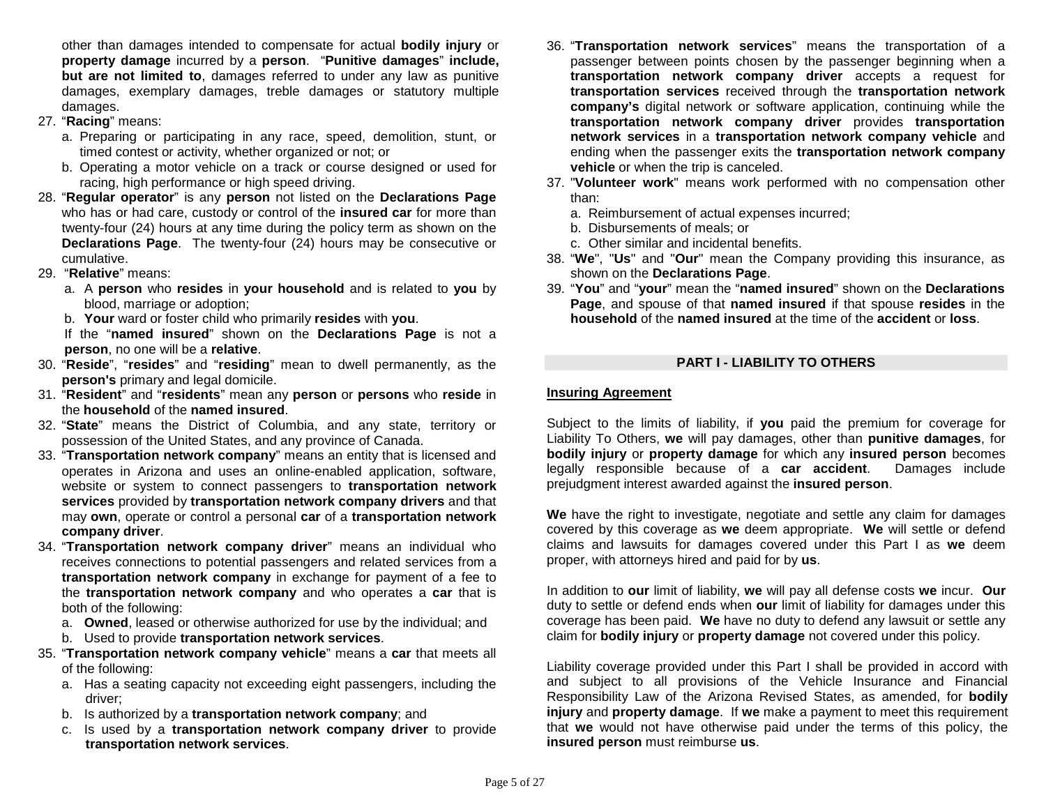other than damages intended to compensate for actual **bodily injury** or **property damage** incurred by a **person**. "**Punitive damages**" **include, but are not limited to**, damages referred to under any law as punitive damages, exemplary damages, treble damages or statutory multiple damages.

27. "**Racing**" means:
    a. Preparing or participating in any race, speed, demolition, stunt, or timed contest or activity, whether organized or not; or
    b. Operating a motor vehicle on a track or course designed or used for racing, high performance or high speed driving.
28. "**Regular operator**" is any **person** not listed on the **Declarations Page** who has or had care, custody or control of the **insured car** for more than twenty-four (24) hours at any time during the policy term as shown on the **Declarations Page**. The twenty-four (24) hours may be consecutive or cumulative.
29. "**Relative**" means:
    a. A **person** who **resides** in **your household** and is related to **you** by blood, marriage or adoption;
    b. **Your** ward or foster child who primarily **resides** with **you**.

    If the "**named insured**" shown on the **Declarations Page** is not a **person**, no one will be a **relative**.
30. "**Reside**", "**resides**" and "**residing**" mean to dwell permanently, as the **person's** primary and legal domicile.
31. "**Resident**" and "**residents**" mean any **person** or **persons** who **reside** in the **household** of the **named insured**.
32. "**State**" means the District of Columbia, and any state, territory or possession of the United States, and any province of Canada.
33. "**Transportation network company**" means an entity that is licensed and operates in Arizona and uses an online-enabled application, software, website or system to connect passengers to **transportation network services** provided by **transportation network company drivers** and that may **own**, operate or control a personal **car** of a **transportation network company driver**.
34. "**Transportation network company driver**" means an individual who receives connections to potential passengers and related services from a **transportation network company** in exchange for payment of a fee to the **transportation network company** and who operates a **car** that is both of the following:
    a. **Owned**, leased or otherwise authorized for use by the individual; and
    b. Used to provide **transportation network services**.
35. "**Transportation network company vehicle**" means a **car** that meets all of the following:
    a. Has a seating capacity not exceeding eight passengers, including the driver;
    b. Is authorized by a **transportation network company**; and
    c. Is used by a **transportation network company driver** to provide **transportation network services**.
36. "**Transportation network services**" means the transportation of a passenger between points chosen by the passenger beginning when a **transportation network company driver** accepts a request for **transportation services** received through the **transportation network company's** digital network or software application, continuing while the **transportation network company driver** provides **transportation network services** in a **transportation network company vehicle** and ending when the passenger exits the **transportation network company vehicle** or when the trip is canceled.
37. "**Volunteer work**" means work performed with no compensation other than:
    a. Reimbursement of actual expenses incurred;
    b. Disbursements of meals; or
    c. Other similar and incidental benefits.
38. "**We**", "**Us**" and "**Our**" mean the Company providing this insurance, as shown on the **Declarations Page**.
39. "**You**" and "**your**" mean the "**named insured**" shown on the **Declarations Page**, and spouse of that **named insured** if that spouse **resides** in the **household** of the **named insured** at the time of the **accident** or **loss**.

## PART I - LIABILITY TO OTHERS

**Insuring Agreement**

Subject to the limits of liability, if **you** paid the premium for coverage for Liability To Others, **we** will pay damages, other than **punitive damages**, for **bodily injury** or **property damage** for which any **insured person** becomes legally responsible because of a **car accident**. Damages include prejudgment interest awarded against the **insured person**.

**We** have the right to investigate, negotiate and settle any claim for damages covered by this coverage as **we** deem appropriate. **We** will settle or defend claims and lawsuits for damages covered under this Part I as **we** deem proper, with attorneys hired and paid for by **us**.

In addition to **our** limit of liability, **we** will pay all defense costs **we** incur. **Our** duty to settle or defend ends when **our** limit of liability for damages under this coverage has been paid. **We** have no duty to defend any lawsuit or settle any claim for **bodily injury** or **property damage** not covered under this policy.

Liability coverage provided under this Part I shall be provided in accord with and subject to all provisions of the Vehicle Insurance and Financial Responsibility Law of the Arizona Revised States, as amended, for **bodily injury** and **property damage**. If **we** make a payment to meet this requirement that **we** would not have otherwise paid under the terms of this policy, the **insured person** must reimburse **us**.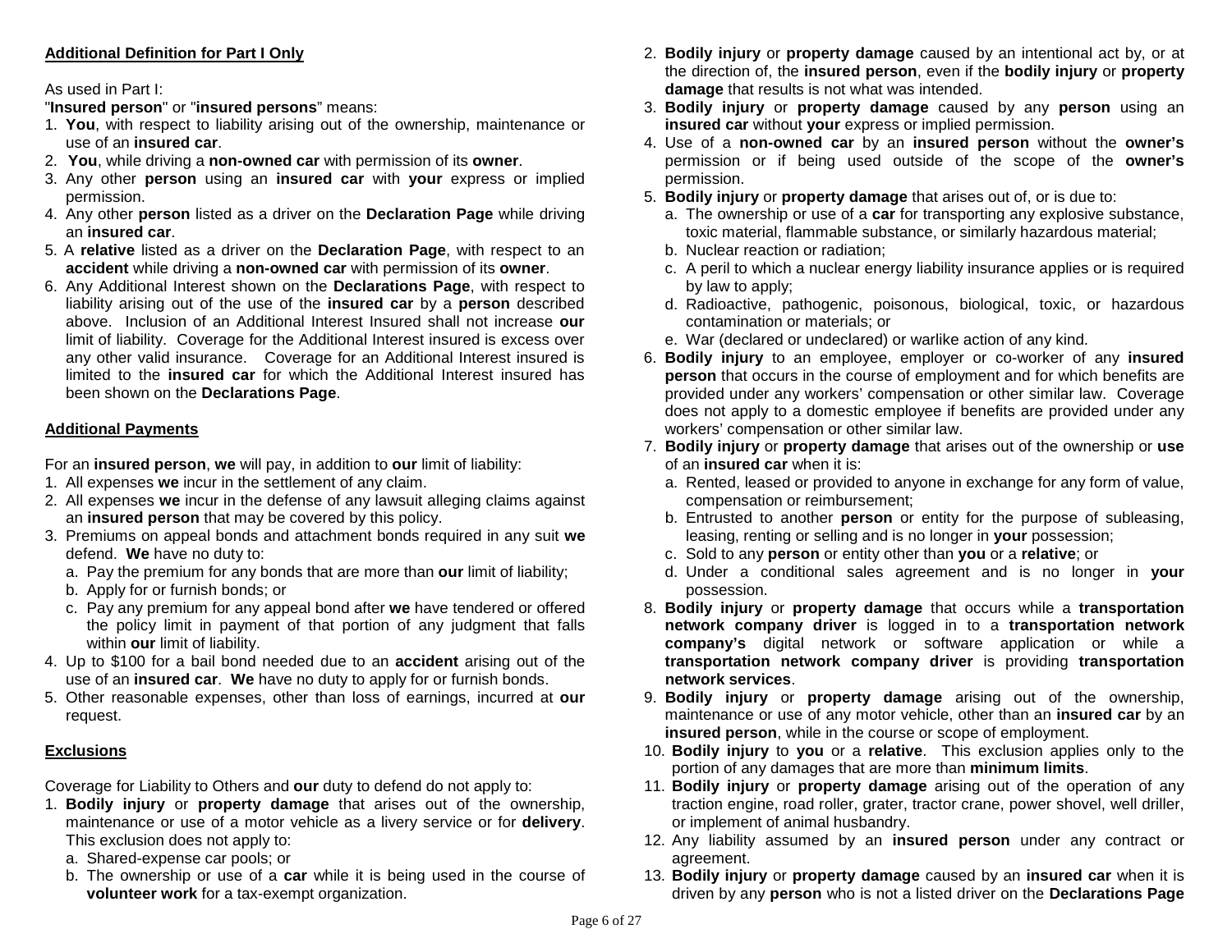**Additional Definition for Part I Only**

As used in Part I:

"**Insured person**" or "**insured persons**" means:

1. **You**, with respect to liability arising out of the ownership, maintenance or use of an **insured car**.
2. **You**, while driving a **non-owned car** with permission of its **owner**.
3. Any other **person** using an **insured car** with **your** express or implied permission.
4. Any other **person** listed as a driver on the **Declaration Page** while driving an **insured car**.
5. A **relative** listed as a driver on the **Declaration Page**, with respect to an **accident** while driving a **non-owned car** with permission of its **owner**.
6. Any Additional Interest shown on the **Declarations Page**, with respect to liability arising out of the use of the **insured car** by a **person** described above. Inclusion of an Additional Interest Insured shall not increase **our** limit of liability. Coverage for the Additional Interest insured is excess over any other valid insurance. Coverage for an Additional Interest insured is limited to the **insured car** for which the Additional Interest insured has been shown on the **Declarations Page**.

**Additional Payments**

For an **insured person**, **we** will pay, in addition to **our** limit of liability:

1. All expenses **we** incur in the settlement of any claim.
2. All expenses **we** incur in the defense of any lawsuit alleging claims against an **insured person** that may be covered by this policy.
3. Premiums on appeal bonds and attachment bonds required in any suit **we** defend. **We** have no duty to:
   a. Pay the premium for any bonds that are more than **our** limit of liability;
   b. Apply for or furnish bonds; or
   c. Pay any premium for any appeal bond after **we** have tendered or offered the policy limit in payment of that portion of any judgment that falls within **our** limit of liability.
4. Up to $100 for a bail bond needed due to an **accident** arising out of the use of an **insured car**. **We** have no duty to apply for or furnish bonds.
5. Other reasonable expenses, other than loss of earnings, incurred at **our** request.

**Exclusions**

Coverage for Liability to Others and **our** duty to defend do not apply to:

1. **Bodily injury** or **property damage** that arises out of the ownership, maintenance or use of a motor vehicle as a livery service or for **delivery**. This exclusion does not apply to:
   a. Shared-expense car pools; or
   b. The ownership or use of a **car** while it is being used in the course of **volunteer work** for a tax-exempt organization.
2. **Bodily injury** or **property damage** caused by an intentional act by, or at the direction of, the **insured person**, even if the **bodily injury** or **property damage** that results is not what was intended.
3. **Bodily injury** or **property damage** caused by any **person** using an **insured car** without **your** express or implied permission.
4. Use of a **non-owned car** by an **insured person** without the **owner's** permission or if being used outside of the scope of the **owner's** permission.
5. **Bodily injury** or **property damage** that arises out of, or is due to:
   a. The ownership or use of a **car** for transporting any explosive substance, toxic material, flammable substance, or similarly hazardous material;
   b. Nuclear reaction or radiation;
   c. A peril to which a nuclear energy liability insurance applies or is required by law to apply;
   d. Radioactive, pathogenic, poisonous, biological, toxic, or hazardous contamination or materials; or
   e. War (declared or undeclared) or warlike action of any kind.
6. **Bodily injury** to an employee, employer or co-worker of any **insured person** that occurs in the course of employment and for which benefits are provided under any workers' compensation or other similar law. Coverage does not apply to a domestic employee if benefits are provided under any workers' compensation or other similar law.
7. **Bodily injury** or **property damage** that arises out of the ownership or **use** of an **insured car** when it is:
   a. Rented, leased or provided to anyone in exchange for any form of value, compensation or reimbursement;
   b. Entrusted to another **person** or entity for the purpose of subleasing, leasing, renting or selling and is no longer in **your** possession;
   c. Sold to any **person** or entity other than **you** or a **relative**; or
   d. Under a conditional sales agreement and is no longer in **your** possession.
8. **Bodily injury** or **property damage** that occurs while a **transportation network company driver** is logged in to a **transportation network company's** digital network or software application or while a **transportation network company driver** is providing **transportation network services**.
9. **Bodily injury** or **property damage** arising out of the ownership, maintenance or use of any motor vehicle, other than an **insured car** by an **insured person**, while in the course or scope of employment.
10. **Bodily injury** to **you** or a **relative**. This exclusion applies only to the portion of any damages that are more than **minimum limits**.
11. **Bodily injury** or **property damage** arising out of the operation of any traction engine, road roller, grater, tractor crane, power shovel, well driller, or implement of animal husbandry.
12. Any liability assumed by an **insured person** under any contract or agreement.
13. **Bodily injury** or **property damage** caused by an **insured car** when it is driven by any **person** who is not a listed driver on the **Declarations Page**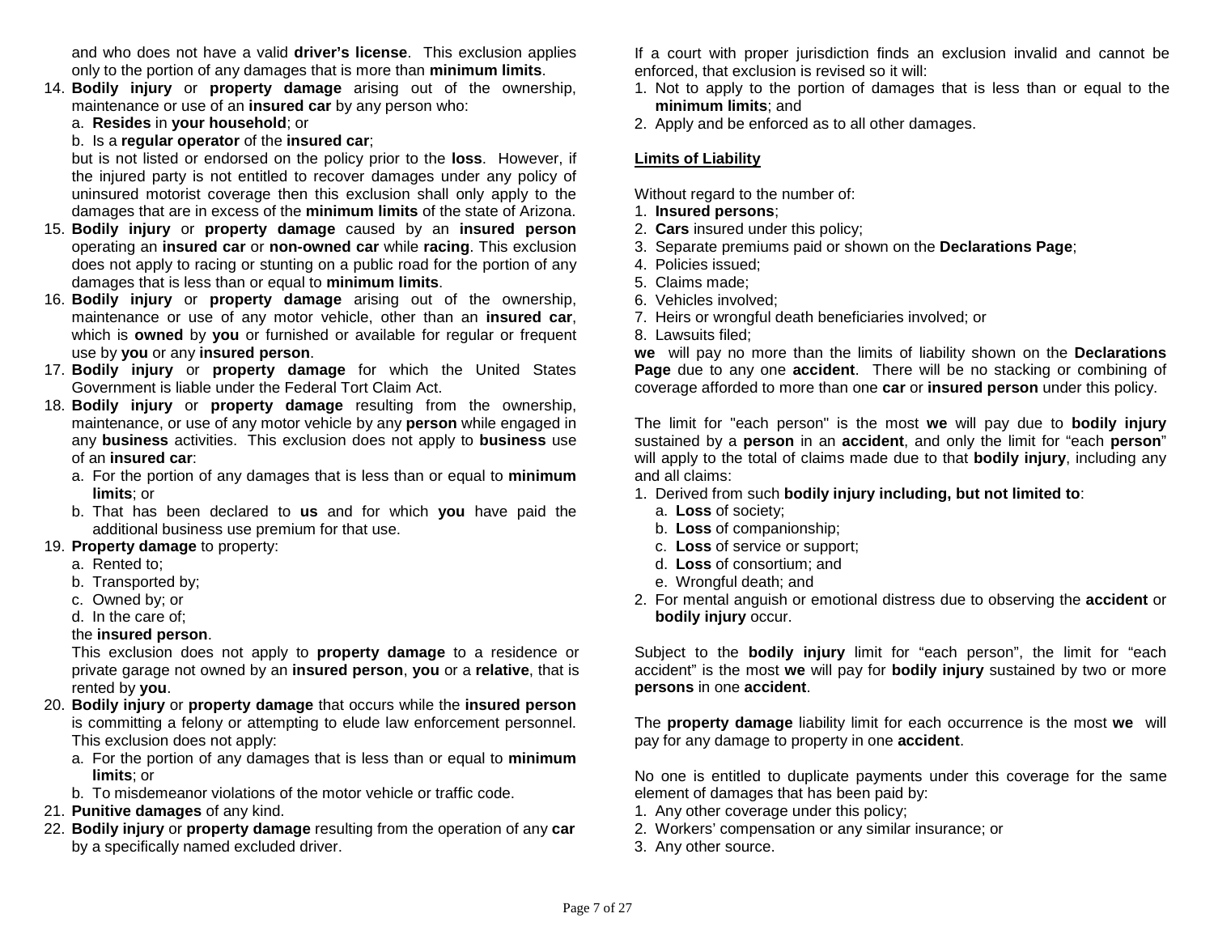and who does not have a valid **driver's license**. This exclusion applies only to the portion of any damages that is more than **minimum limits**.

14. **Bodily injury** or **property damage** arising out of the ownership, maintenance or use of an **insured car** by any person who:
    a. **Resides** in **your household**; or
    b. Is a **regular operator** of the **insured car**;

    but is not listed or endorsed on the policy prior to the **loss**. However, if the injured party is not entitled to recover damages under any policy of uninsured motorist coverage then this exclusion shall only apply to the damages that are in excess of the **minimum limits** of the state of Arizona.
15. **Bodily injury** or **property damage** caused by an **insured person** operating an **insured car** or **non-owned car** while **racing**. This exclusion does not apply to racing or stunting on a public road for the portion of any damages that is less than or equal to **minimum limits**.
16. **Bodily injury** or **property damage** arising out of the ownership, maintenance or use of any motor vehicle, other than an **insured car**, which is **owned** by **you** or furnished or available for regular or frequent use by **you** or any **insured person**.
17. **Bodily injury** or **property damage** for which the United States Government is liable under the Federal Tort Claim Act.
18. **Bodily injury** or **property damage** resulting from the ownership, maintenance, or use of any motor vehicle by any **person** while engaged in any **business** activities. This exclusion does not apply to **business** use of an **insured car**:
    a. For the portion of any damages that is less than or equal to **minimum limits**; or
    b. That has been declared to **us** and for which **you** have paid the additional business use premium for that use.
19. **Property damage** to property:
    a. Rented to;
    b. Transported by;
    c. Owned by; or
    d. In the care of;

    the **insured person**.

    This exclusion does not apply to **property damage** to a residence or private garage not owned by an **insured person**, **you** or a **relative**, that is rented by **you**.
20. **Bodily injury** or **property damage** that occurs while the **insured person** is committing a felony or attempting to elude law enforcement personnel. This exclusion does not apply:
    a. For the portion of any damages that is less than or equal to **minimum limits**; or
    b. To misdemeanor violations of the motor vehicle or traffic code.
21. **Punitive damages** of any kind.
22. **Bodily injury** or **property damage** resulting from the operation of any **car** by a specifically named excluded driver.

If a court with proper jurisdiction finds an exclusion invalid and cannot be enforced, that exclusion is revised so it will:

1. Not to apply to the portion of damages that is less than or equal to the **minimum limits**; and
2. Apply and be enforced as to all other damages.

**Limits of Liability**

Without regard to the number of:

1. **Insured persons**;
2. **Cars** insured under this policy;
3. Separate premiums paid or shown on the **Declarations Page**;
4. Policies issued;
5. Claims made;
6. Vehicles involved;
7. Heirs or wrongful death beneficiaries involved; or
8. Lawsuits filed;

**we** will pay no more than the limits of liability shown on the **Declarations Page** due to any one **accident**. There will be no stacking or combining of coverage afforded to more than one **car** or **insured person** under this policy.

The limit for "each person" is the most **we** will pay due to **bodily injury** sustained by a **person** in an **accident**, and only the limit for "each **person**" will apply to the total of claims made due to that **bodily injury**, including any and all claims:

1. Derived from such **bodily injury including, but not limited to**:
    a. **Loss** of society;
    b. **Loss** of companionship;
    c. **Loss** of service or support;
    d. **Loss** of consortium; and
    e. Wrongful death; and
2. For mental anguish or emotional distress due to observing the **accident** or **bodily injury** occur.

Subject to the **bodily injury** limit for "each person", the limit for "each accident" is the most **we** will pay for **bodily injury** sustained by two or more **persons** in one **accident**.

The **property damage** liability limit for each occurrence is the most **we** will pay for any damage to property in one **accident**.

No one is entitled to duplicate payments under this coverage for the same element of damages that has been paid by:

1. Any other coverage under this policy;
2. Workers' compensation or any similar insurance; or
3. Any other source.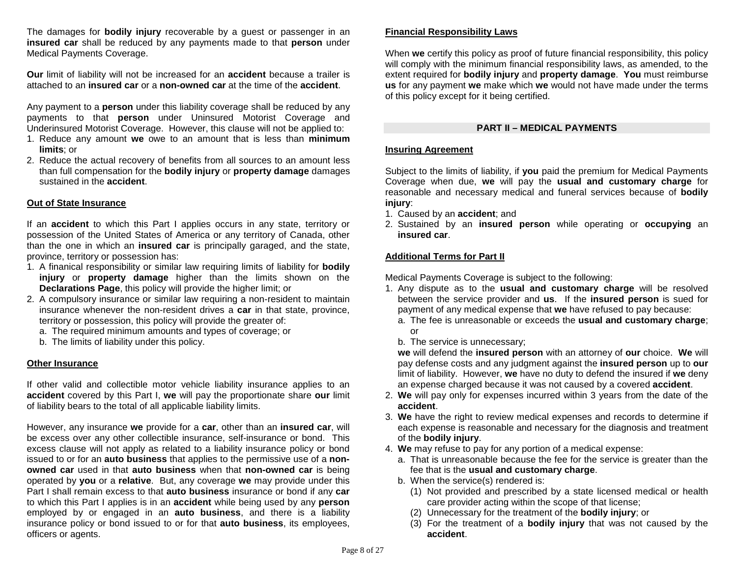The damages for **bodily injury** recoverable by a guest or passenger in an **insured car** shall be reduced by any payments made to that **person** under Medical Payments Coverage.

**Our** limit of liability will not be increased for an **accident** because a trailer is attached to an **insured car** or a **non-owned car** at the time of the **accident**.

Any payment to a **person** under this liability coverage shall be reduced by any payments to that **person** under Uninsured Motorist Coverage and Underinsured Motorist Coverage. However, this clause will not be applied to:

1. Reduce any amount **we** owe to an amount that is less than **minimum limits**; or
2. Reduce the actual recovery of benefits from all sources to an amount less than full compensation for the **bodily injury** or **property damage** damages sustained in the **accident**.

**Out of State Insurance**

If an **accident** to which this Part I applies occurs in any state, territory or possession of the United States of America or any territory of Canada, other than the one in which an **insured car** is principally garaged, and the state, province, territory or possession has:

1. A finanical responsibility or similar law requiring limits of liability for **bodily injury** or **property damage** higher than the limits shown on the **Declarations Page**, this policy will provide the higher limit; or
2. A compulsory insurance or similar law requiring a non-resident to maintain insurance whenever the non-resident drives a **car** in that state, province, territory or possession, this policy will provide the greater of:
   a. The required minimum amounts and types of coverage; or
   b. The limits of liability under this policy.

**Other Insurance**

If other valid and collectible motor vehicle liability insurance applies to an **accident** covered by this Part I, **we** will pay the proportionate share **our** limit of liability bears to the total of all applicable liability limits.

However, any insurance **we** provide for a **car**, other than an **insured car**, will be excess over any other collectible insurance, self-insurance or bond. This excess clause will not apply as related to a liability insurance policy or bond issued to or for an **auto business** that applies to the permissive use of a **non-owned car** used in that **auto business** when that **non-owned car** is being operated by **you** or a **relative**. But, any coverage **we** may provide under this Part I shall remain excess to that **auto business** insurance or bond if any **car** to which this Part I applies is in an **accident** while being used by any **person** employed by or engaged in an **auto business**, and there is a liability insurance policy or bond issued to or for that **auto business**, its employees, officers or agents.

**Financial Responsibility Laws**

When **we** certify this policy as proof of future financial responsibility, this policy will comply with the minimum financial responsibility laws, as amended, to the extent required for **bodily injury** and **property damage**. **You** must reimburse **us** for any payment **we** make which **we** would not have made under the terms of this policy except for it being certified.

## PART II – MEDICAL PAYMENTS

**Insuring Agreement**

Subject to the limits of liability, if **you** paid the premium for Medical Payments Coverage when due, **we** will pay the **usual and customary charge** for reasonable and necessary medical and funeral services because of **bodily injury**:

1. Caused by an **accident**; and
2. Sustained by an **insured person** while operating or **occupying** an **insured car**.

**Additional Terms for Part II**

Medical Payments Coverage is subject to the following:

1. Any dispute as to the **usual and customary charge** will be resolved between the service provider and **us**. If the **insured person** is sued for payment of any medical expense that **we** have refused to pay because:
   a. The fee is unreasonable or exceeds the **usual and customary charge**; or
   b. The service is unnecessary;

   **we** will defend the **insured person** with an attorney of **our** choice. **We** will pay defense costs and any judgment against the **insured person** up to **our** limit of liability. However, **we** have no duty to defend the insured if **we** deny an expense charged because it was not caused by a covered **accident**.
2. **We** will pay only for expenses incurred within 3 years from the date of the **accident**.
3. **We** have the right to review medical expenses and records to determine if each expense is reasonable and necessary for the diagnosis and treatment of the **bodily injury**.
4. **We** may refuse to pay for any portion of a medical expense:
   a. That is unreasonable because the fee for the service is greater than the fee that is the **usual and customary charge**.
   b. When the service(s) rendered is:
      (1) Not provided and prescribed by a state licensed medical or health care provider acting within the scope of that license;
      (2) Unnecessary for the treatment of the **bodily injury**; or
      (3) For the treatment of a **bodily injury** that was not caused by the **accident**.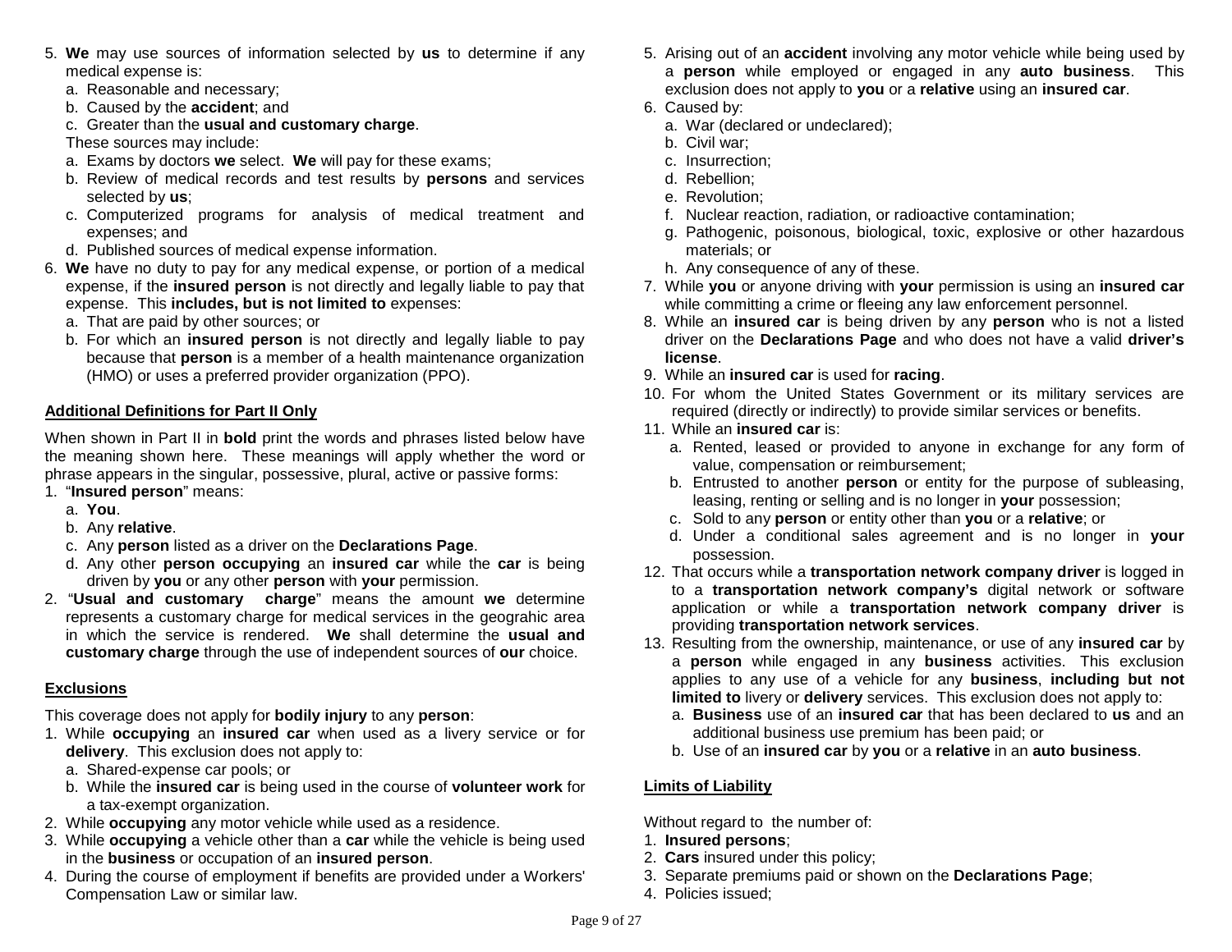5. **We** may use sources of information selected by **us** to determine if any medical expense is:
   a. Reasonable and necessary;
   b. Caused by the **accident**; and
   c. Greater than the **usual and customary charge**.

   These sources may include:
   a. Exams by doctors **we** select. **We** will pay for these exams;
   b. Review of medical records and test results by **persons** and services selected by **us**;
   c. Computerized programs for analysis of medical treatment and expenses; and
   d. Published sources of medical expense information.
6. **We** have no duty to pay for any medical expense, or portion of a medical expense, if the **insured person** is not directly and legally liable to pay that expense. This **includes, but is not limited to** expenses:
   a. That are paid by other sources; or
   b. For which an **insured person** is not directly and legally liable to pay because that **person** is a member of a health maintenance organization (HMO) or uses a preferred provider organization (PPO).

## Additional Definitions for Part II Only

When shown in Part II in **bold** print the words and phrases listed below have the meaning shown here. These meanings will apply whether the word or phrase appears in the singular, possessive, plural, active or passive forms:

1. "**Insured person**" means:
   a. **You**.
   b. Any **relative**.
   c. Any **person** listed as a driver on the **Declarations Page**.
   d. Any other **person occupying** an **insured car** while the **car** is being driven by **you** or any other **person** with **your** permission.
2. "**Usual and customary charge**" means the amount **we** determine represents a customary charge for medical services in the geograhic area in which the service is rendered. **We** shall determine the **usual and customary charge** through the use of independent sources of **our** choice.

## Exclusions

This coverage does not apply for **bodily injury** to any **person**:

1. While **occupying** an **insured car** when used as a livery service or for **delivery**. This exclusion does not apply to:
   a. Shared-expense car pools; or
   b. While the **insured car** is being used in the course of **volunteer work** for a tax-exempt organization.
2. While **occupying** any motor vehicle while used as a residence.
3. While **occupying** a vehicle other than a **car** while the vehicle is being used in the **business** or occupation of an **insured person**.
4. During the course of employment if benefits are provided under a Workers' Compensation Law or similar law.
5. Arising out of an **accident** involving any motor vehicle while being used by a **person** while employed or engaged in any **auto business**. This exclusion does not apply to **you** or a **relative** using an **insured car**.
6. Caused by:
   a. War (declared or undeclared);
   b. Civil war;
   c. Insurrection;
   d. Rebellion;
   e. Revolution;
   f. Nuclear reaction, radiation, or radioactive contamination;
   g. Pathogenic, poisonous, biological, toxic, explosive or other hazardous materials; or
   h. Any consequence of any of these.
7. While **you** or anyone driving with **your** permission is using an **insured car** while committing a crime or fleeing any law enforcement personnel.
8. While an **insured car** is being driven by any **person** who is not a listed driver on the **Declarations Page** and who does not have a valid **driver's license**.
9. While an **insured car** is used for **racing**.
10. For whom the United States Government or its military services are required (directly or indirectly) to provide similar services or benefits.
11. While an **insured car** is:
    a. Rented, leased or provided to anyone in exchange for any form of value, compensation or reimbursement;
    b. Entrusted to another **person** or entity for the purpose of subleasing, leasing, renting or selling and is no longer in **your** possession;
    c. Sold to any **person** or entity other than **you** or a **relative**; or
    d. Under a conditional sales agreement and is no longer in **your** possession.
12. That occurs while a **transportation network company driver** is logged in to a **transportation network company's** digital network or software application or while a **transportation network company driver** is providing **transportation network services**.
13. Resulting from the ownership, maintenance, or use of any **insured car** by a **person** while engaged in any **business** activities. This exclusion applies to any use of a vehicle for any **business**, **including but not limited to** livery or **delivery** services. This exclusion does not apply to:
    a. **Business** use of an **insured car** that has been declared to **us** and an additional business use premium has been paid; or
    b. Use of an **insured car** by **you** or a **relative** in an **auto business**.

## Limits of Liability

Without regard to the number of:

1. **Insured persons**;
2. **Cars** insured under this policy;
3. Separate premiums paid or shown on the **Declarations Page**;
4. Policies issued;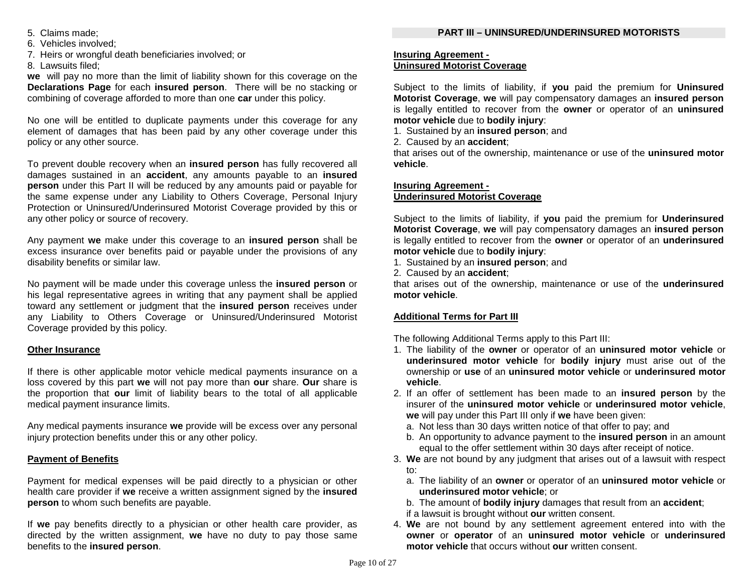5. Claims made;
6. Vehicles involved;
7. Heirs or wrongful death beneficiaries involved; or
8. Lawsuits filed;

**we** will pay no more than the limit of liability shown for this coverage on the **Declarations Page** for each **insured person**. There will be no stacking or combining of coverage afforded to more than one **car** under this policy.

No one will be entitled to duplicate payments under this coverage for any element of damages that has been paid by any other coverage under this policy or any other source.

To prevent double recovery when an **insured person** has fully recovered all damages sustained in an **accident**, any amounts payable to an **insured person** under this Part II will be reduced by any amounts paid or payable for the same expense under any Liability to Others Coverage, Personal Injury Protection or Uninsured/Underinsured Motorist Coverage provided by this or any other policy or source of recovery.

Any payment **we** make under this coverage to an **insured person** shall be excess insurance over benefits paid or payable under the provisions of any disability benefits or similar law.

No payment will be made under this coverage unless the **insured person** or his legal representative agrees in writing that any payment shall be applied toward any settlement or judgment that the **insured person** receives under any Liability to Others Coverage or Uninsured/Underinsured Motorist Coverage provided by this policy.

### Other Insurance

If there is other applicable motor vehicle medical payments insurance on a loss covered by this part **we** will not pay more than **our** share. **Our** share is the proportion that **our** limit of liability bears to the total of all applicable medical payment insurance limits.

Any medical payments insurance **we** provide will be excess over any personal injury protection benefits under this or any other policy.

### Payment of Benefits

Payment for medical expenses will be paid directly to a physician or other health care provider if **we** receive a written assignment signed by the **insured person** to whom such benefits are payable.

If **we** pay benefits directly to a physician or other health care provider, as directed by the written assignment, **we** have no duty to pay those same benefits to the **insured person**.

## PART III – UNINSURED/UNDERINSURED MOTORISTS

### Insuring Agreement - Uninsured Motorist Coverage

Subject to the limits of liability, if **you** paid the premium for **Uninsured Motorist Coverage**, **we** will pay compensatory damages an **insured person** is legally entitled to recover from the **owner** or operator of an **uninsured motor vehicle** due to **bodily injury**:

1. Sustained by an **insured person**; and
2. Caused by an **accident**;

that arises out of the ownership, maintenance or use of the **uninsured motor vehicle**.

### Insuring Agreement - Underinsured Motorist Coverage

Subject to the limits of liability, if **you** paid the premium for **Underinsured Motorist Coverage**, **we** will pay compensatory damages an **insured person** is legally entitled to recover from the **owner** or operator of an **underinsured motor vehicle** due to **bodily injury**:

1. Sustained by an **insured person**; and
2. Caused by an **accident**;

that arises out of the ownership, maintenance or use of the **underinsured motor vehicle**.

### Additional Terms for Part III

The following Additional Terms apply to this Part III:

1. The liability of the **owner** or operator of an **uninsured motor vehicle** or **underinsured motor vehicle** for **bodily injury** must arise out of the ownership or **use** of an **uninsured motor vehicle** or **underinsured motor vehicle**.
2. If an offer of settlement has been made to an **insured person** by the insurer of the **uninsured motor vehicle** or **underinsured motor vehicle**, **we** will pay under this Part III only if **we** have been given:
   a. Not less than 30 days written notice of that offer to pay; and
   b. An opportunity to advance payment to the **insured person** in an amount equal to the offer settlement within 30 days after receipt of notice.
3. **We** are not bound by any judgment that arises out of a lawsuit with respect to:
   a. The liability of an **owner** or operator of an **uninsured motor vehicle** or **underinsured motor vehicle**; or
   b. The amount of **bodily injury** damages that result from an **accident**;

   if a lawsuit is brought without **our** written consent.
4. **We** are not bound by any settlement agreement entered into with the **owner** or **operator** of an **uninsured motor vehicle** or **underinsured motor vehicle** that occurs without **our** written consent.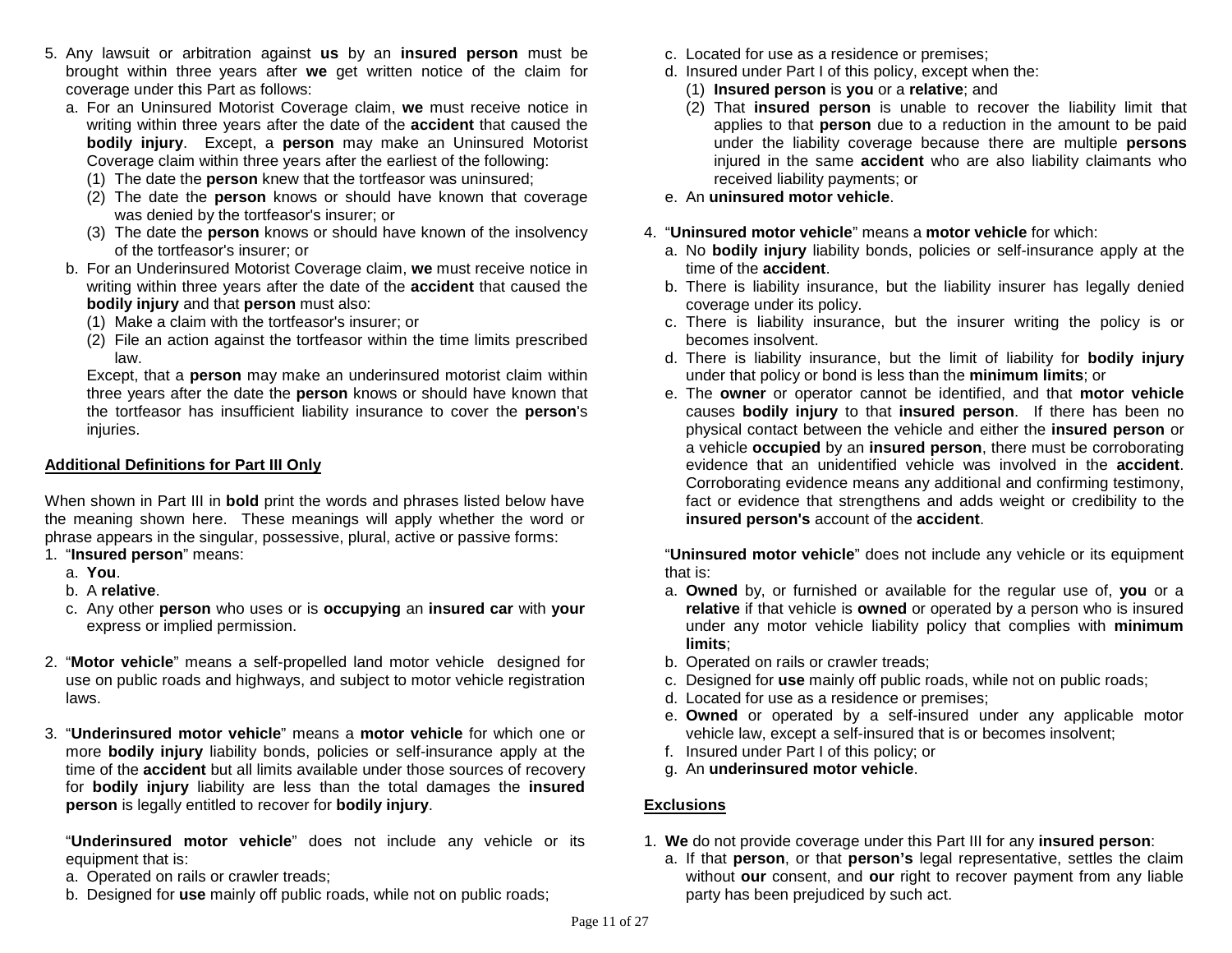5. Any lawsuit or arbitration against **us** by an **insured person** must be brought within three years after **we** get written notice of the claim for coverage under this Part as follows:
   a. For an Uninsured Motorist Coverage claim, **we** must receive notice in writing within three years after the date of the **accident** that caused the **bodily injury**. Except, a **person** may make an Uninsured Motorist Coverage claim within three years after the earliest of the following:
      (1) The date the **person** knew that the tortfeasor was uninsured;
      (2) The date the **person** knows or should have known that coverage was denied by the tortfeasor's insurer; or
      (3) The date the **person** knows or should have known of the insolvency of the tortfeasor's insurer; or
   b. For an Underinsured Motorist Coverage claim, **we** must receive notice in writing within three years after the date of the **accident** that caused the **bodily injury** and that **person** must also:
      (1) Make a claim with the tortfeasor's insurer; or
      (2) File an action against the tortfeasor within the time limits prescribed law.

      Except, that a **person** may make an underinsured motorist claim within three years after the date the **person** knows or should have known that the tortfeasor has insufficient liability insurance to cover the **person**'s injuries.

## Additional Definitions for Part III Only

When shown in Part III in **bold** print the words and phrases listed below have the meaning shown here. These meanings will apply whether the word or phrase appears in the singular, possessive, plural, active or passive forms:

1. "**Insured person**" means:
   a. **You**.
   b. A **relative**.
   c. Any other **person** who uses or is **occupying** an **insured car** with **your** express or implied permission.

2. "**Motor vehicle**" means a self-propelled land motor vehicle designed for use on public roads and highways, and subject to motor vehicle registration laws.

3. "**Underinsured motor vehicle**" means a **motor vehicle** for which one or more **bodily injury** liability bonds, policies or self-insurance apply at the time of the **accident** but all limits available under those sources of recovery for **bodily injury** liability are less than the total damages the **insured person** is legally entitled to recover for **bodily injury**.

   "**Underinsured motor vehicle**" does not include any vehicle or its equipment that is:
   a. Operated on rails or crawler treads;
   b. Designed for **use** mainly off public roads, while not on public roads;
   c. Located for use as a residence or premises;
   d. Insured under Part I of this policy, except when the:
      (1) **Insured person** is **you** or a **relative**; and
      (2) That **insured person** is unable to recover the liability limit that applies to that **person** due to a reduction in the amount to be paid under the liability coverage because there are multiple **persons** injured in the same **accident** who are also liability claimants who received liability payments; or
   e. An **uninsured motor vehicle**.

4. "**Uninsured motor vehicle**" means a **motor vehicle** for which:
   a. No **bodily injury** liability bonds, policies or self-insurance apply at the time of the **accident**.
   b. There is liability insurance, but the liability insurer has legally denied coverage under its policy.
   c. There is liability insurance, but the insurer writing the policy is or becomes insolvent.
   d. There is liability insurance, but the limit of liability for **bodily injury** under that policy or bond is less than the **minimum limits**; or
   e. The **owner** or operator cannot be identified, and that **motor vehicle** causes **bodily injury** to that **insured person**. If there has been no physical contact between the vehicle and either the **insured person** or a vehicle **occupied** by an **insured person**, there must be corroborating evidence that an unidentified vehicle was involved in the **accident**. Corroborating evidence means any additional and confirming testimony, fact or evidence that strengthens and adds weight or credibility to the **insured person's** account of the **accident**.

   "**Uninsured motor vehicle**" does not include any vehicle or its equipment that is:
   a. **Owned** by, or furnished or available for the regular use of, **you** or a **relative** if that vehicle is **owned** or operated by a person who is insured under any motor vehicle liability policy that complies with **minimum limits**;
   b. Operated on rails or crawler treads;
   c. Designed for **use** mainly off public roads, while not on public roads;
   d. Located for use as a residence or premises;
   e. **Owned** or operated by a self-insured under any applicable motor vehicle law, except a self-insured that is or becomes insolvent;
   f. Insured under Part I of this policy; or
   g. An **underinsured motor vehicle**.

## Exclusions

1. **We** do not provide coverage under this Part III for any **insured person**:
   a. If that **person**, or that **person's** legal representative, settles the claim without **our** consent, and **our** right to recover payment from any liable party has been prejudiced by such act.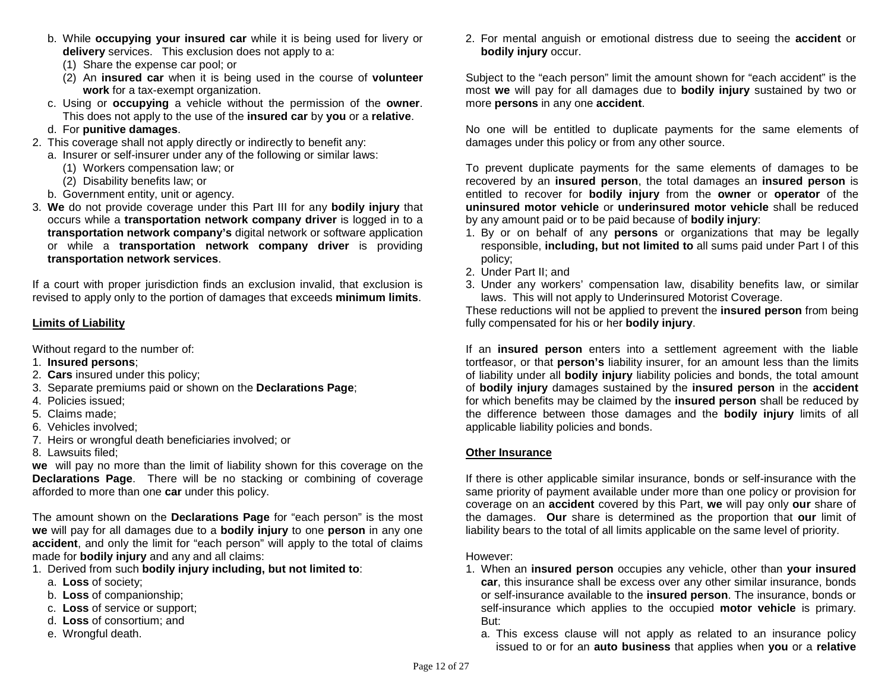b. While **occupying your insured car** while it is being used for livery or **delivery** services. This exclusion does not apply to a:
   (1) Share the expense car pool; or
   (2) An **insured car** when it is being used in the course of **volunteer work** for a tax-exempt organization.

c. Using or **occupying** a vehicle without the permission of the **owner**. This does not apply to the use of the **insured car** by **you** or a **relative**.

d. For **punitive damages**.

2. This coverage shall not apply directly or indirectly to benefit any:
   a. Insurer or self-insurer under any of the following or similar laws:
      (1) Workers compensation law; or
      (2) Disability benefits law; or
   b. Government entity, unit or agency.
3. **We** do not provide coverage under this Part III for any **bodily injury** that occurs while a **transportation network company driver** is logged in to a **transportation network company's** digital network or software application or while a **transportation network company driver** is providing **transportation network services**.

If a court with proper jurisdiction finds an exclusion invalid, that exclusion is revised to apply only to the portion of damages that exceeds **minimum limits**.

## Limits of Liability

Without regard to the number of:

1. **Insured persons**;
2. **Cars** insured under this policy;
3. Separate premiums paid or shown on the **Declarations Page**;
4. Policies issued;
5. Claims made;
6. Vehicles involved;
7. Heirs or wrongful death beneficiaries involved; or
8. Lawsuits filed;

**we** will pay no more than the limit of liability shown for this coverage on the **Declarations Page**. There will be no stacking or combining of coverage afforded to more than one **car** under this policy.

The amount shown on the **Declarations Page** for "each person" is the most **we** will pay for all damages due to a **bodily injury** to one **person** in any one **accident**, and only the limit for "each person" will apply to the total of claims made for **bodily injury** and any and all claims:

1. Derived from such **bodily injury including, but not limited to**:
   a. **Loss** of society;
   b. **Loss** of companionship;
   c. **Loss** of service or support;
   d. **Loss** of consortium; and
   e. Wrongful death.
2. For mental anguish or emotional distress due to seeing the **accident** or **bodily injury** occur.

Subject to the "each person" limit the amount shown for "each accident" is the most **we** will pay for all damages due to **bodily injury** sustained by two or more **persons** in any one **accident**.

No one will be entitled to duplicate payments for the same elements of damages under this policy or from any other source.

To prevent duplicate payments for the same elements of damages to be recovered by an **insured person**, the total damages an **insured person** is entitled to recover for **bodily injury** from the **owner** or **operator** of the **uninsured motor vehicle** or **underinsured motor vehicle** shall be reduced by any amount paid or to be paid because of **bodily injury**:

1. By or on behalf of any **persons** or organizations that may be legally responsible, **including, but not limited to** all sums paid under Part I of this policy;
2. Under Part II; and
3. Under any workers' compensation law, disability benefits law, or similar laws. This will not apply to Underinsured Motorist Coverage.

These reductions will not be applied to prevent the **insured person** from being fully compensated for his or her **bodily injury**.

If an **insured person** enters into a settlement agreement with the liable tortfeasor, or that **person's** liability insurer, for an amount less than the limits of liability under all **bodily injury** liability policies and bonds, the total amount of **bodily injury** damages sustained by the **insured person** in the **accident** for which benefits may be claimed by the **insured person** shall be reduced by the difference between those damages and the **bodily injury** limits of all applicable liability policies and bonds.

## Other Insurance

If there is other applicable similar insurance, bonds or self-insurance with the same priority of payment available under more than one policy or provision for coverage on an **accident** covered by this Part, **we** will pay only **our** share of the damages. **Our** share is determined as the proportion that **our** limit of liability bears to the total of all limits applicable on the same level of priority.

However:

1. When an **insured person** occupies any vehicle, other than **your insured car**, this insurance shall be excess over any other similar insurance, bonds or self-insurance available to the **insured person**. The insurance, bonds or self-insurance which applies to the occupied **motor vehicle** is primary. But:
   a. This excess clause will not apply as related to an insurance policy issued to or for an **auto business** that applies when **you** or a **relative**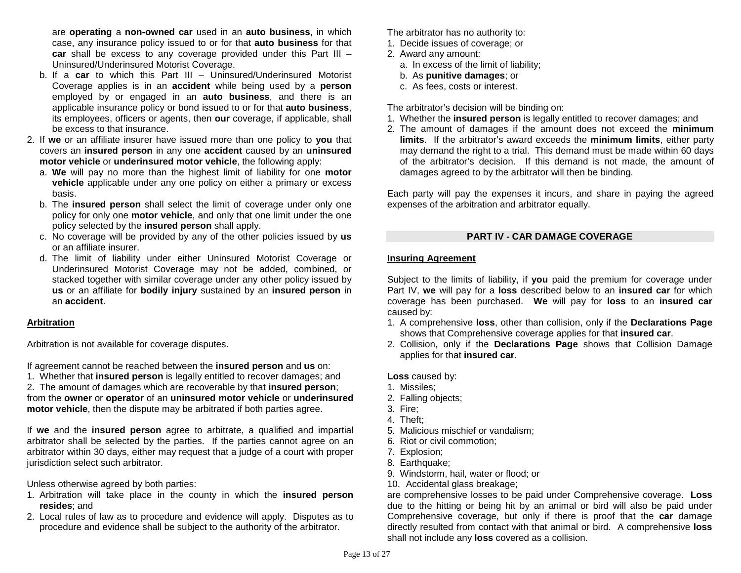are **operating** a **non-owned car** used in an **auto business**, in which case, any insurance policy issued to or for that **auto business** for that **car** shall be excess to any coverage provided under this Part III – Uninsured/Underinsured Motorist Coverage.

   b. If a **car** to which this Part III – Uninsured/Underinsured Motorist Coverage applies is in an **accident** while being used by a **person** employed by or engaged in an **auto business**, and there is an applicable insurance policy or bond issued to or for that **auto business**, its employees, officers or agents, then **our** coverage, if applicable, shall be excess to that insurance.

2. If **we** or an affiliate insurer have issued more than one policy to **you** that covers an **insured person** in any one **accident** caused by an **uninsured motor vehicle** or **underinsured motor vehicle**, the following apply:
   a. **We** will pay no more than the highest limit of liability for one **motor vehicle** applicable under any one policy on either a primary or excess basis.
   b. The **insured person** shall select the limit of coverage under only one policy for only one **motor vehicle**, and only that one limit under the one policy selected by the **insured person** shall apply.
   c. No coverage will be provided by any of the other policies issued by **us** or an affiliate insurer.
   d. The limit of liability under either Uninsured Motorist Coverage or Underinsured Motorist Coverage may not be added, combined, or stacked together with similar coverage under any other policy issued by **us** or an affiliate for **bodily injury** sustained by an **insured person** in an **accident**.

**Arbitration**

Arbitration is not available for coverage disputes.

If agreement cannot be reached between the **insured person** and **us** on:
1. Whether that **insured person** is legally entitled to recover damages; and
2. The amount of damages which are recoverable by that **insured person**;

from the **owner** or **operator** of an **uninsured motor vehicle** or **underinsured motor vehicle**, then the dispute may be arbitrated if both parties agree.

If **we** and the **insured person** agree to arbitrate, a qualified and impartial arbitrator shall be selected by the parties. If the parties cannot agree on an arbitrator within 30 days, either may request that a judge of a court with proper jurisdiction select such arbitrator.

Unless otherwise agreed by both parties:
1. Arbitration will take place in the county in which the **insured person resides**; and
2. Local rules of law as to procedure and evidence will apply. Disputes as to procedure and evidence shall be subject to the authority of the arbitrator.

The arbitrator has no authority to:
1. Decide issues of coverage; or
2. Award any amount:
   a. In excess of the limit of liability;
   b. As **punitive damages**; or
   c. As fees, costs or interest.

The arbitrator's decision will be binding on:
1. Whether the **insured person** is legally entitled to recover damages; and
2. The amount of damages if the amount does not exceed the **minimum limits**. If the arbitrator's award exceeds the **minimum limits**, either party may demand the right to a trial. This demand must be made within 60 days of the arbitrator's decision. If this demand is not made, the amount of damages agreed to by the arbitrator will then be binding.

Each party will pay the expenses it incurs, and share in paying the agreed expenses of the arbitration and arbitrator equally.

## PART IV - CAR DAMAGE COVERAGE

**Insuring Agreement**

Subject to the limits of liability, if **you** paid the premium for coverage under Part IV, **we** will pay for a **loss** described below to an **insured car** for which coverage has been purchased. **We** will pay for **loss** to an **insured car** caused by:
1. A comprehensive **loss**, other than collision, only if the **Declarations Page** shows that Comprehensive coverage applies for that **insured car**.
2. Collision, only if the **Declarations Page** shows that Collision Damage applies for that **insured car**.

**Loss** caused by:
1. Missiles;
2. Falling objects;
3. Fire;
4. Theft;
5. Malicious mischief or vandalism;
6. Riot or civil commotion;
7. Explosion;
8. Earthquake;
9. Windstorm, hail, water or flood; or
10. Accidental glass breakage;

are comprehensive losses to be paid under Comprehensive coverage. **Loss** due to the hitting or being hit by an animal or bird will also be paid under Comprehensive coverage, but only if there is proof that the **car** damage directly resulted from contact with that animal or bird. A comprehensive **loss** shall not include any **loss** covered as a collision.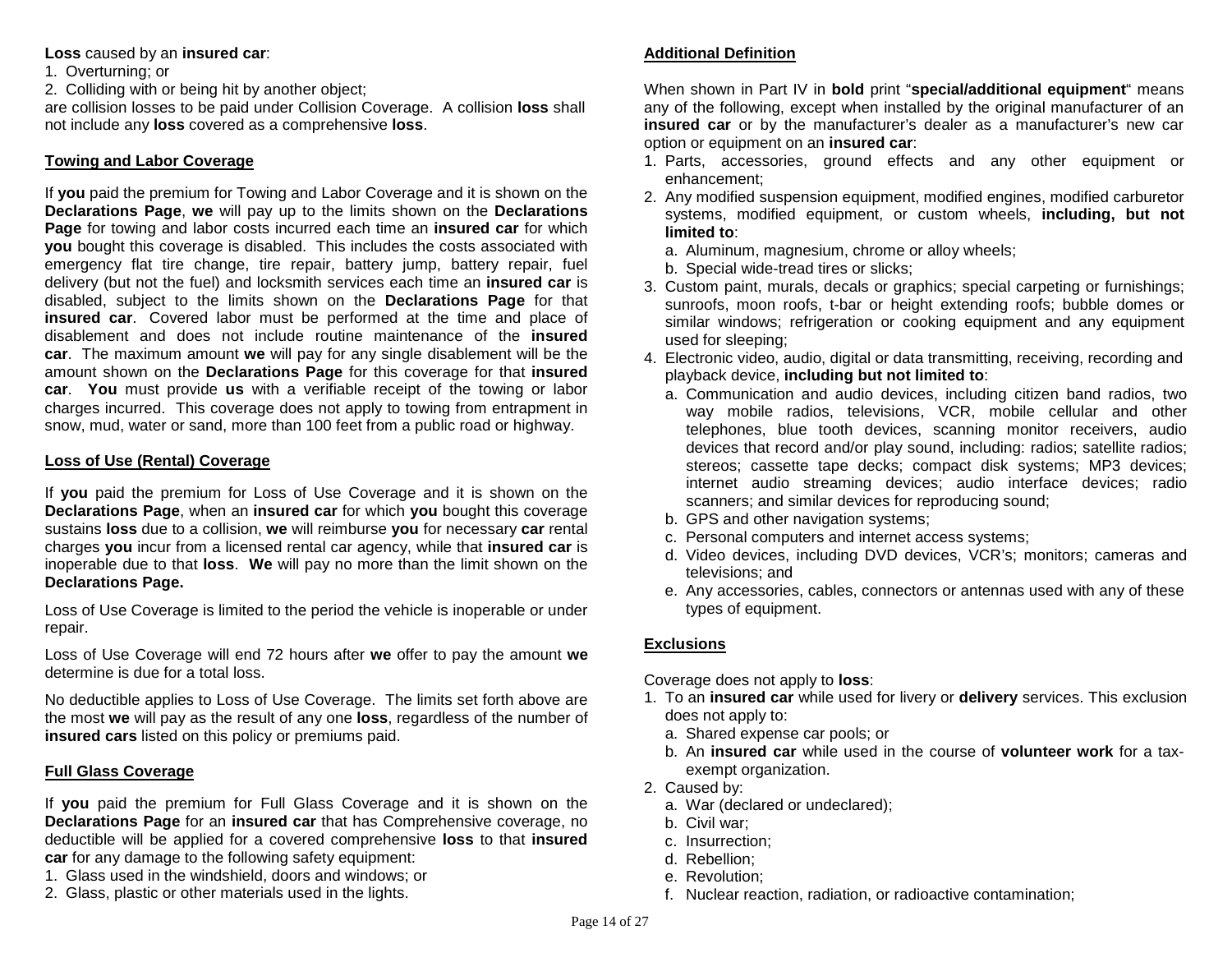**Loss** caused by an **insured car**:

1. Overturning; or
2. Colliding with or being hit by another object;

are collision losses to be paid under Collision Coverage. A collision **loss** shall not include any **loss** covered as a comprehensive **loss**.

## Towing and Labor Coverage

If **you** paid the premium for Towing and Labor Coverage and it is shown on the **Declarations Page**, **we** will pay up to the limits shown on the **Declarations Page** for towing and labor costs incurred each time an **insured car** for which **you** bought this coverage is disabled. This includes the costs associated with emergency flat tire change, tire repair, battery jump, battery repair, fuel delivery (but not the fuel) and locksmith services each time an **insured car** is disabled, subject to the limits shown on the **Declarations Page** for that **insured car**. Covered labor must be performed at the time and place of disablement and does not include routine maintenance of the **insured car**. The maximum amount **we** will pay for any single disablement will be the amount shown on the **Declarations Page** for this coverage for that **insured car**. **You** must provide **us** with a verifiable receipt of the towing or labor charges incurred. This coverage does not apply to towing from entrapment in snow, mud, water or sand, more than 100 feet from a public road or highway.

## Loss of Use (Rental) Coverage

If **you** paid the premium for Loss of Use Coverage and it is shown on the **Declarations Page**, when an **insured car** for which **you** bought this coverage sustains **loss** due to a collision, **we** will reimburse **you** for necessary **car** rental charges **you** incur from a licensed rental car agency, while that **insured car** is inoperable due to that **loss**. **We** will pay no more than the limit shown on the **Declarations Page.**

Loss of Use Coverage is limited to the period the vehicle is inoperable or under repair.

Loss of Use Coverage will end 72 hours after **we** offer to pay the amount **we** determine is due for a total loss.

No deductible applies to Loss of Use Coverage. The limits set forth above are the most **we** will pay as the result of any one **loss**, regardless of the number of **insured cars** listed on this policy or premiums paid.

## Full Glass Coverage

If **you** paid the premium for Full Glass Coverage and it is shown on the **Declarations Page** for an **insured car** that has Comprehensive coverage, no deductible will be applied for a covered comprehensive **loss** to that **insured car** for any damage to the following safety equipment:

1. Glass used in the windshield, doors and windows; or
2. Glass, plastic or other materials used in the lights.

## Additional Definition

When shown in Part IV in **bold** print "**special/additional equipment**" means any of the following, except when installed by the original manufacturer of an **insured car** or by the manufacturer's dealer as a manufacturer's new car option or equipment on an **insured car**:

1. Parts, accessories, ground effects and any other equipment or enhancement;
2. Any modified suspension equipment, modified engines, modified carburetor systems, modified equipment, or custom wheels, **including, but not limited to**:
   a. Aluminum, magnesium, chrome or alloy wheels;
   b. Special wide-tread tires or slicks;
3. Custom paint, murals, decals or graphics; special carpeting or furnishings; sunroofs, moon roofs, t-bar or height extending roofs; bubble domes or similar windows; refrigeration or cooking equipment and any equipment used for sleeping;
4. Electronic video, audio, digital or data transmitting, receiving, recording and playback device, **including but not limited to**:
   a. Communication and audio devices, including citizen band radios, two way mobile radios, televisions, VCR, mobile cellular and other telephones, blue tooth devices, scanning monitor receivers, audio devices that record and/or play sound, including: radios; satellite radios; stereos; cassette tape decks; compact disk systems; MP3 devices; internet audio streaming devices; audio interface devices; radio scanners; and similar devices for reproducing sound;
   b. GPS and other navigation systems;
   c. Personal computers and internet access systems;
   d. Video devices, including DVD devices, VCR's; monitors; cameras and televisions; and
   e. Any accessories, cables, connectors or antennas used with any of these types of equipment.

## Exclusions

Coverage does not apply to **loss**:

1. To an **insured car** while used for livery or **delivery** services. This exclusion does not apply to:
   a. Shared expense car pools; or
   b. An **insured car** while used in the course of **volunteer work** for a tax-exempt organization.
2. Caused by:
   a. War (declared or undeclared);
   b. Civil war;
   c. Insurrection;
   d. Rebellion;
   e. Revolution;
   f. Nuclear reaction, radiation, or radioactive contamination;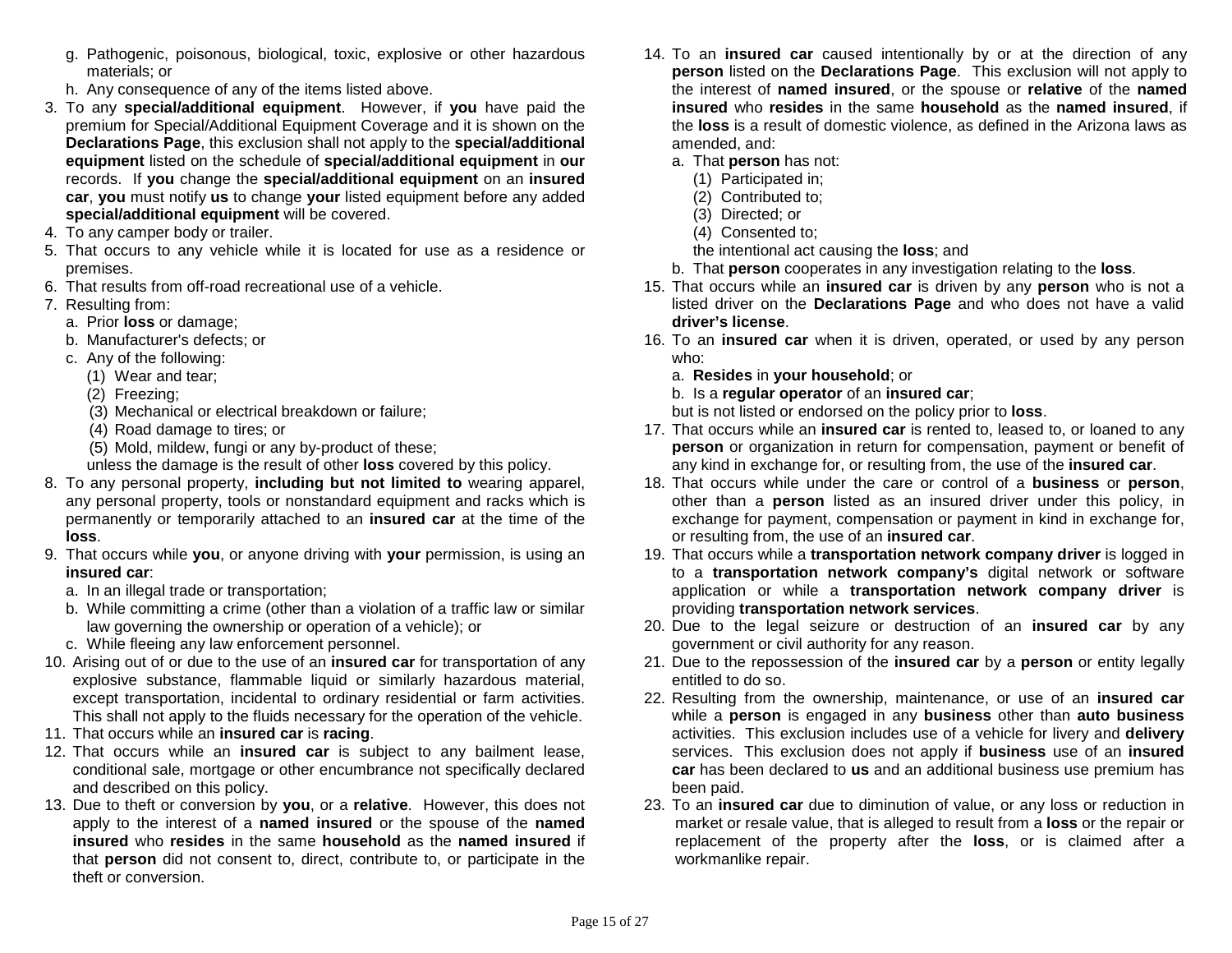g. Pathogenic, poisonous, biological, toxic, explosive or other hazardous materials; or
   h. Any consequence of any of the items listed above.
3. To any **special/additional equipment**. However, if **you** have paid the premium for Special/Additional Equipment Coverage and it is shown on the **Declarations Page**, this exclusion shall not apply to the **special/additional equipment** listed on the schedule of **special/additional equipment** in **our** records. If **you** change the **special/additional equipment** on an **insured car**, **you** must notify **us** to change **your** listed equipment before any added **special/additional equipment** will be covered.
4. To any camper body or trailer.
5. That occurs to any vehicle while it is located for use as a residence or premises.
6. That results from off-road recreational use of a vehicle.
7. Resulting from:
   a. Prior **loss** or damage;
   b. Manufacturer's defects; or
   c. Any of the following:
      (1) Wear and tear;
      (2) Freezing;
      (3) Mechanical or electrical breakdown or failure;
      (4) Road damage to tires; or
      (5) Mold, mildew, fungi or any by-product of these;

   unless the damage is the result of other **loss** covered by this policy.
8. To any personal property, **including but not limited to** wearing apparel, any personal property, tools or nonstandard equipment and racks which is permanently or temporarily attached to an **insured car** at the time of the **loss**.
9. That occurs while **you**, or anyone driving with **your** permission, is using an **insured car**:
   a. In an illegal trade or transportation;
   b. While committing a crime (other than a violation of a traffic law or similar law governing the ownership or operation of a vehicle); or
   c. While fleeing any law enforcement personnel.
10. Arising out of or due to the use of an **insured car** for transportation of any explosive substance, flammable liquid or similarly hazardous material, except transportation, incidental to ordinary residential or farm activities. This shall not apply to the fluids necessary for the operation of the vehicle.
11. That occurs while an **insured car** is **racing**.
12. That occurs while an **insured car** is subject to any bailment lease, conditional sale, mortgage or other encumbrance not specifically declared and described on this policy.
13. Due to theft or conversion by **you**, or a **relative**. However, this does not apply to the interest of a **named insured** or the spouse of the **named insured** who **resides** in the same **household** as the **named insured** if that **person** did not consent to, direct, contribute to, or participate in the theft or conversion.
14. To an **insured car** caused intentionally by or at the direction of any **person** listed on the **Declarations Page**. This exclusion will not apply to the interest of **named insured**, or the spouse or **relative** of the **named insured** who **resides** in the same **household** as the **named insured**, if the **loss** is a result of domestic violence, as defined in the Arizona laws as amended, and:
    a. That **person** has not:
       (1) Participated in;
       (2) Contributed to;
       (3) Directed; or
       (4) Consented to;

       the intentional act causing the **loss**; and
    b. That **person** cooperates in any investigation relating to the **loss**.
15. That occurs while an **insured car** is driven by any **person** who is not a listed driver on the **Declarations Page** and who does not have a valid **driver's license**.
16. To an **insured car** when it is driven, operated, or used by any person who:
    a. **Resides** in **your household**; or
    b. Is a **regular operator** of an **insured car**;

    but is not listed or endorsed on the policy prior to **loss**.
17. That occurs while an **insured car** is rented to, leased to, or loaned to any **person** or organization in return for compensation, payment or benefit of any kind in exchange for, or resulting from, the use of the **insured car**.
18. That occurs while under the care or control of a **business** or **person**, other than a **person** listed as an insured driver under this policy, in exchange for payment, compensation or payment in kind in exchange for, or resulting from, the use of an **insured car**.
19. That occurs while a **transportation network company driver** is logged in to a **transportation network company's** digital network or software application or while a **transportation network company driver** is providing **transportation network services**.
20. Due to the legal seizure or destruction of an **insured car** by any government or civil authority for any reason.
21. Due to the repossession of the **insured car** by a **person** or entity legally entitled to do so.
22. Resulting from the ownership, maintenance, or use of an **insured car** while a **person** is engaged in any **business** other than **auto business** activities. This exclusion includes use of a vehicle for livery and **delivery** services. This exclusion does not apply if **business** use of an **insured car** has been declared to **us** and an additional business use premium has been paid.
23. To an **insured car** due to diminution of value, or any loss or reduction in market or resale value, that is alleged to result from a **loss** or the repair or replacement of the property after the **loss**, or is claimed after a workmanlike repair.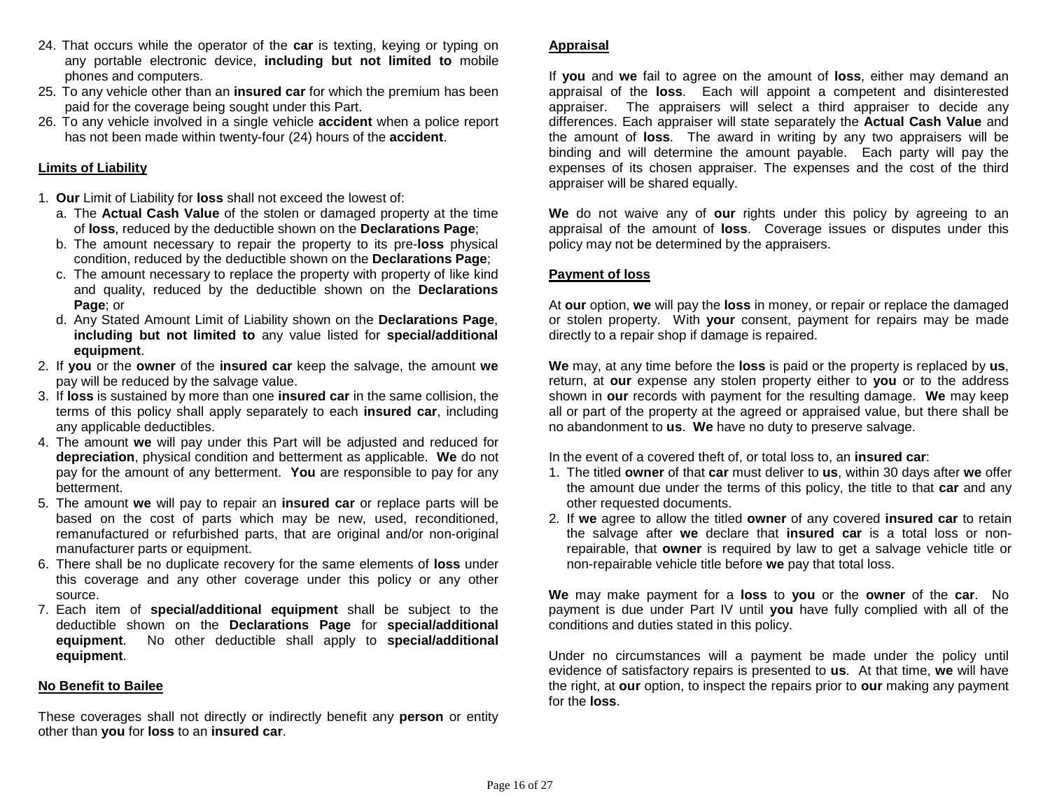24. That occurs while the operator of the **car** is texting, keying or typing on any portable electronic device, **including but not limited to** mobile phones and computers.
25. To any vehicle other than an **insured car** for which the premium has been paid for the coverage being sought under this Part.
26. To any vehicle involved in a single vehicle **accident** when a police report has not been made within twenty-four (24) hours of the **accident**.

**Limits of Liability**

1. **Our** Limit of Liability for **loss** shall not exceed the lowest of:
   a. The **Actual Cash Value** of the stolen or damaged property at the time of **loss**, reduced by the deductible shown on the **Declarations Page**;
   b. The amount necessary to repair the property to its pre-**loss** physical condition, reduced by the deductible shown on the **Declarations Page**;
   c. The amount necessary to replace the property with property of like kind and quality, reduced by the deductible shown on the **Declarations Page**; or
   d. Any Stated Amount Limit of Liability shown on the **Declarations Page**, **including but not limited to** any value listed for **special/additional equipment**.
2. If **you** or the **owner** of the **insured car** keep the salvage, the amount **we** pay will be reduced by the salvage value.
3. If **loss** is sustained by more than one **insured car** in the same collision, the terms of this policy shall apply separately to each **insured car**, including any applicable deductibles.
4. The amount **we** will pay under this Part will be adjusted and reduced for **depreciation**, physical condition and betterment as applicable. **We** do not pay for the amount of any betterment. **You** are responsible to pay for any betterment.
5. The amount **we** will pay to repair an **insured car** or replace parts will be based on the cost of parts which may be new, used, reconditioned, remanufactured or refurbished parts, that are original and/or non-original manufacturer parts or equipment.
6. There shall be no duplicate recovery for the same elements of **loss** under this coverage and any other coverage under this policy or any other source.
7. Each item of **special/additional equipment** shall be subject to the deductible shown on the **Declarations Page** for **special/additional equipment**. No other deductible shall apply to **special/additional equipment**.

**No Benefit to Bailee**

These coverages shall not directly or indirectly benefit any **person** or entity other than **you** for **loss** to an **insured car**.

**Appraisal**

If **you** and **we** fail to agree on the amount of **loss**, either may demand an appraisal of the **loss**. Each will appoint a competent and disinterested appraiser. The appraisers will select a third appraiser to decide any differences. Each appraiser will state separately the **Actual Cash Value** and the amount of **loss**. The award in writing by any two appraisers will be binding and will determine the amount payable. Each party will pay the expenses of its chosen appraiser. The expenses and the cost of the third appraiser will be shared equally.

**We** do not waive any of **our** rights under this policy by agreeing to an appraisal of the amount of **loss**. Coverage issues or disputes under this policy may not be determined by the appraisers.

**Payment of loss**

At **our** option, **we** will pay the **loss** in money, or repair or replace the damaged or stolen property. With **your** consent, payment for repairs may be made directly to a repair shop if damage is repaired.

**We** may, at any time before the **loss** is paid or the property is replaced by **us**, return, at **our** expense any stolen property either to **you** or to the address shown in **our** records with payment for the resulting damage. **We** may keep all or part of the property at the agreed or appraised value, but there shall be no abandonment to **us**. **We** have no duty to preserve salvage.

In the event of a covered theft of, or total loss to, an **insured car**:

1. The titled **owner** of that **car** must deliver to **us**, within 30 days after **we** offer the amount due under the terms of this policy, the title to that **car** and any other requested documents.
2. If **we** agree to allow the titled **owner** of any covered **insured car** to retain the salvage after **we** declare that **insured car** is a total loss or non-repairable, that **owner** is required by law to get a salvage vehicle title or non-repairable vehicle title before **we** pay that total loss.

**We** may make payment for a **loss** to **you** or the **owner** of the **car**. No payment is due under Part IV until **you** have fully complied with all of the conditions and duties stated in this policy.

Under no circumstances will a payment be made under the policy until evidence of satisfactory repairs is presented to **us**. At that time, **we** will have the right, at **our** option, to inspect the repairs prior to **our** making any payment for the **loss**.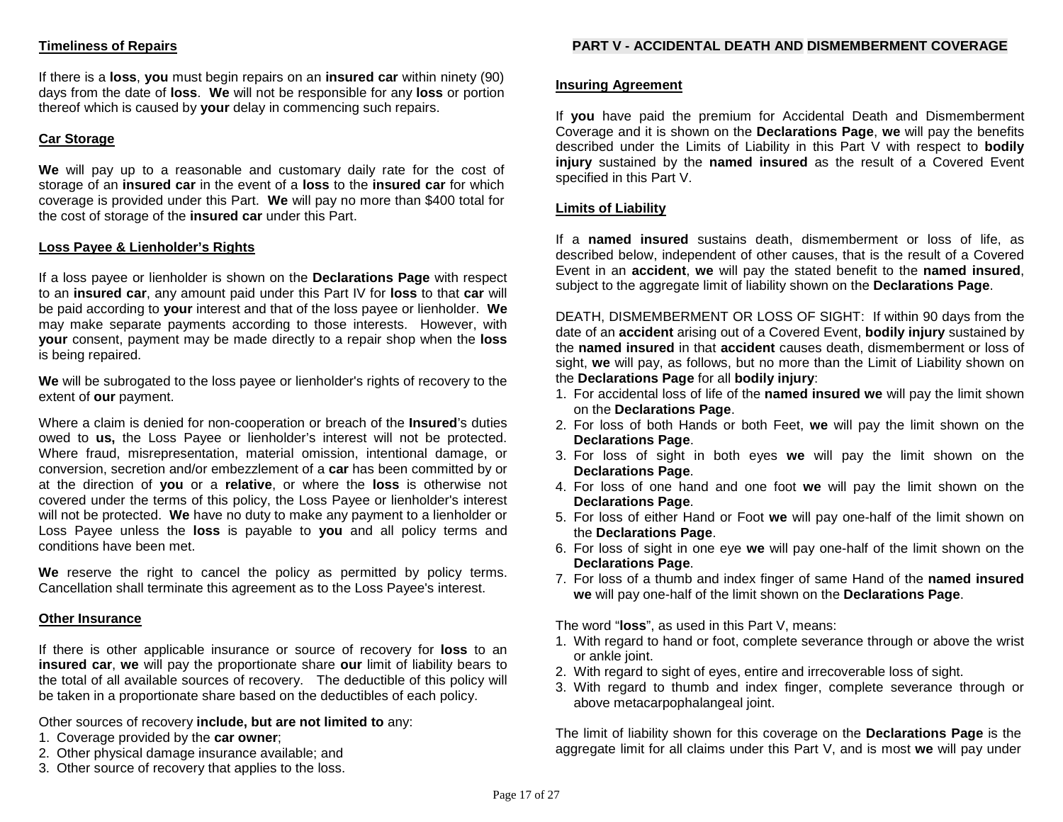**Timeliness of Repairs**

If there is a **loss**, **you** must begin repairs on an **insured car** within ninety (90) days from the date of **loss**. **We** will not be responsible for any **loss** or portion thereof which is caused by **your** delay in commencing such repairs.

**Car Storage**

**We** will pay up to a reasonable and customary daily rate for the cost of storage of an **insured car** in the event of a **loss** to the **insured car** for which coverage is provided under this Part. **We** will pay no more than $400 total for the cost of storage of the **insured car** under this Part.

**Loss Payee & Lienholder's Rights**

If a loss payee or lienholder is shown on the **Declarations Page** with respect to an **insured car**, any amount paid under this Part IV for **loss** to that **car** will be paid according to **your** interest and that of the loss payee or lienholder. **We** may make separate payments according to those interests. However, with **your** consent, payment may be made directly to a repair shop when the **loss** is being repaired.

**We** will be subrogated to the loss payee or lienholder's rights of recovery to the extent of **our** payment.

Where a claim is denied for non-cooperation or breach of the **Insured**'s duties owed to **us,** the Loss Payee or lienholder's interest will not be protected. Where fraud, misrepresentation, material omission, intentional damage, or conversion, secretion and/or embezzlement of a **car** has been committed by or at the direction of **you** or a **relative**, or where the **loss** is otherwise not covered under the terms of this policy, the Loss Payee or lienholder's interest will not be protected. **We** have no duty to make any payment to a lienholder or Loss Payee unless the **loss** is payable to **you** and all policy terms and conditions have been met.

**We** reserve the right to cancel the policy as permitted by policy terms. Cancellation shall terminate this agreement as to the Loss Payee's interest.

**Other Insurance**

If there is other applicable insurance or source of recovery for **loss** to an **insured car**, **we** will pay the proportionate share **our** limit of liability bears to the total of all available sources of recovery. The deductible of this policy will be taken in a proportionate share based on the deductibles of each policy.

Other sources of recovery **include, but are not limited to** any:

1. Coverage provided by the **car owner**;
2. Other physical damage insurance available; and
3. Other source of recovery that applies to the loss.

## PART V - ACCIDENTAL DEATH AND DISMEMBERMENT COVERAGE

**Insuring Agreement**

If **you** have paid the premium for Accidental Death and Dismemberment Coverage and it is shown on the **Declarations Page**, **we** will pay the benefits described under the Limits of Liability in this Part V with respect to **bodily injury** sustained by the **named insured** as the result of a Covered Event specified in this Part V.

**Limits of Liability**

If a **named insured** sustains death, dismemberment or loss of life, as described below, independent of other causes, that is the result of a Covered Event in an **accident**, **we** will pay the stated benefit to the **named insured**, subject to the aggregate limit of liability shown on the **Declarations Page**.

DEATH, DISMEMBERMENT OR LOSS OF SIGHT: If within 90 days from the date of an **accident** arising out of a Covered Event, **bodily injury** sustained by the **named insured** in that **accident** causes death, dismemberment or loss of sight, **we** will pay, as follows, but no more than the Limit of Liability shown on the **Declarations Page** for all **bodily injury**:

1. For accidental loss of life of the **named insured we** will pay the limit shown on the **Declarations Page**.
2. For loss of both Hands or both Feet, **we** will pay the limit shown on the **Declarations Page**.
3. For loss of sight in both eyes **we** will pay the limit shown on the **Declarations Page**.
4. For loss of one hand and one foot **we** will pay the limit shown on the **Declarations Page**.
5. For loss of either Hand or Foot **we** will pay one-half of the limit shown on the **Declarations Page**.
6. For loss of sight in one eye **we** will pay one-half of the limit shown on the **Declarations Page**.
7. For loss of a thumb and index finger of same Hand of the **named insured we** will pay one-half of the limit shown on the **Declarations Page**.

The word "**loss**", as used in this Part V, means:

1. With regard to hand or foot, complete severance through or above the wrist or ankle joint.
2. With regard to sight of eyes, entire and irrecoverable loss of sight.
3. With regard to thumb and index finger, complete severance through or above metacarpophalangeal joint.

The limit of liability shown for this coverage on the **Declarations Page** is the aggregate limit for all claims under this Part V, and is most **we** will pay under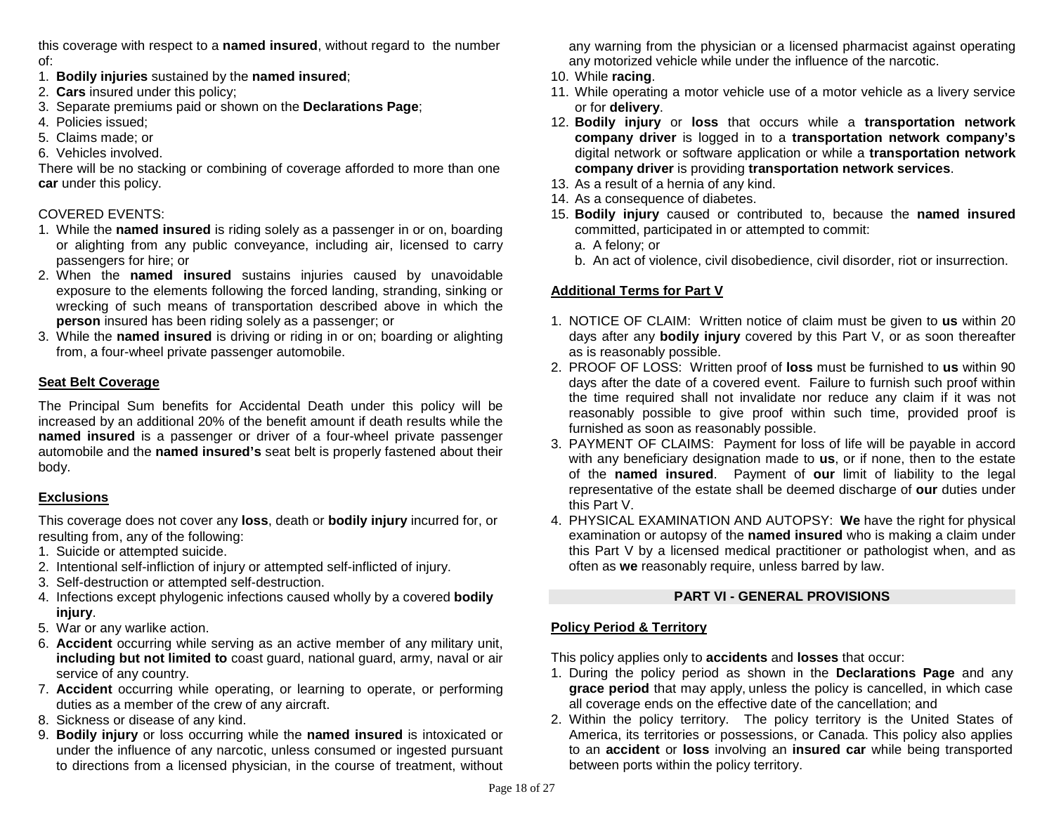this coverage with respect to a **named insured**, without regard to the number of:

1. **Bodily injuries** sustained by the **named insured**;
2. **Cars** insured under this policy;
3. Separate premiums paid or shown on the **Declarations Page**;
4. Policies issued;
5. Claims made; or
6. Vehicles involved.

There will be no stacking or combining of coverage afforded to more than one **car** under this policy.

COVERED EVENTS:

1. While the **named insured** is riding solely as a passenger in or on, boarding or alighting from any public conveyance, including air, licensed to carry passengers for hire; or
2. When the **named insured** sustains injuries caused by unavoidable exposure to the elements following the forced landing, stranding, sinking or wrecking of such means of transportation described above in which the **person** insured has been riding solely as a passenger; or
3. While the **named insured** is driving or riding in or on; boarding or alighting from, a four-wheel private passenger automobile.

**Seat Belt Coverage**

The Principal Sum benefits for Accidental Death under this policy will be increased by an additional 20% of the benefit amount if death results while the **named insured** is a passenger or driver of a four-wheel private passenger automobile and the **named insured's** seat belt is properly fastened about their body.

**Exclusions**

This coverage does not cover any **loss**, death or **bodily injury** incurred for, or resulting from, any of the following:

1. Suicide or attempted suicide.
2. Intentional self-infliction of injury or attempted self-inflicted of injury.
3. Self-destruction or attempted self-destruction.
4. Infections except phylogenic infections caused wholly by a covered **bodily injury**.
5. War or any warlike action.
6. **Accident** occurring while serving as an active member of any military unit, **including but not limited to** coast guard, national guard, army, naval or air service of any country.
7. **Accident** occurring while operating, or learning to operate, or performing duties as a member of the crew of any aircraft.
8. Sickness or disease of any kind.
9. **Bodily injury** or loss occurring while the **named insured** is intoxicated or under the influence of any narcotic, unless consumed or ingested pursuant to directions from a licensed physician, in the course of treatment, without any warning from the physician or a licensed pharmacist against operating any motorized vehicle while under the influence of the narcotic.
10. While **racing**.
11. While operating a motor vehicle use of a motor vehicle as a livery service or for **delivery**.
12. **Bodily injury** or **loss** that occurs while a **transportation network company driver** is logged in to a **transportation network company's** digital network or software application or while a **transportation network company driver** is providing **transportation network services**.
13. As a result of a hernia of any kind.
14. As a consequence of diabetes.
15. **Bodily injury** caused or contributed to, because the **named insured** committed, participated in or attempted to commit:
    a. A felony; or
    b. An act of violence, civil disobedience, civil disorder, riot or insurrection.

**Additional Terms for Part V**

1. NOTICE OF CLAIM: Written notice of claim must be given to **us** within 20 days after any **bodily injury** covered by this Part V, or as soon thereafter as is reasonably possible.
2. PROOF OF LOSS: Written proof of **loss** must be furnished to **us** within 90 days after the date of a covered event. Failure to furnish such proof within the time required shall not invalidate nor reduce any claim if it was not reasonably possible to give proof within such time, provided proof is furnished as soon as reasonably possible.
3. PAYMENT OF CLAIMS: Payment for loss of life will be payable in accord with any beneficiary designation made to **us**, or if none, then to the estate of the **named insured**. Payment of **our** limit of liability to the legal representative of the estate shall be deemed discharge of **our** duties under this Part V.
4. PHYSICAL EXAMINATION AND AUTOPSY: **We** have the right for physical examination or autopsy of the **named insured** who is making a claim under this Part V by a licensed medical practitioner or pathologist when, and as often as **we** reasonably require, unless barred by law.

## PART VI - GENERAL PROVISIONS

**Policy Period & Territory**

This policy applies only to **accidents** and **losses** that occur:

1. During the policy period as shown in the **Declarations Page** and any **grace period** that may apply, unless the policy is cancelled, in which case all coverage ends on the effective date of the cancellation; and
2. Within the policy territory. The policy territory is the United States of America, its territories or possessions, or Canada. This policy also applies to an **accident** or **loss** involving an **insured car** while being transported between ports within the policy territory.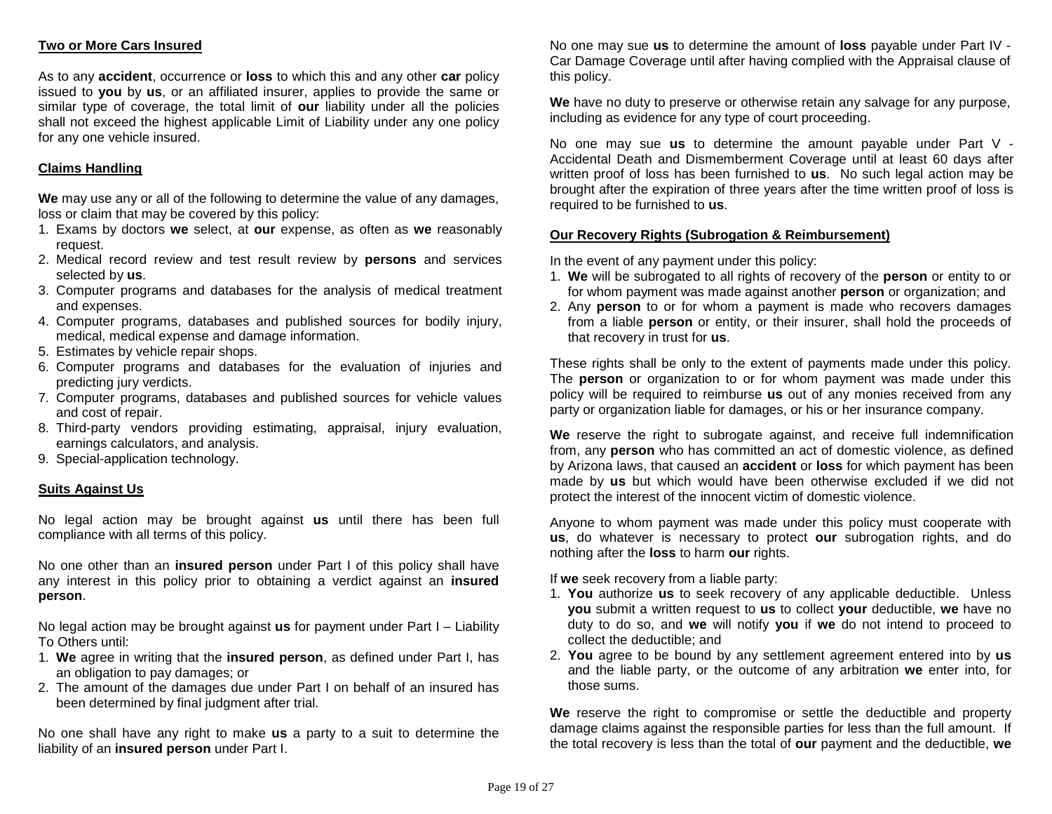### Two or More Cars Insured

As to any **accident**, occurrence or **loss** to which this and any other **car** policy issued to **you** by **us**, or an affiliated insurer, applies to provide the same or similar type of coverage, the total limit of **our** liability under all the policies shall not exceed the highest applicable Limit of Liability under any one policy for any one vehicle insured.

### Claims Handling

**We** may use any or all of the following to determine the value of any damages, loss or claim that may be covered by this policy:

1. Exams by doctors **we** select, at **our** expense, as often as **we** reasonably request.
2. Medical record review and test result review by **persons** and services selected by **us**.
3. Computer programs and databases for the analysis of medical treatment and expenses.
4. Computer programs, databases and published sources for bodily injury, medical, medical expense and damage information.
5. Estimates by vehicle repair shops.
6. Computer programs and databases for the evaluation of injuries and predicting jury verdicts.
7. Computer programs, databases and published sources for vehicle values and cost of repair.
8. Third-party vendors providing estimating, appraisal, injury evaluation, earnings calculators, and analysis.
9. Special-application technology.

### Suits Against Us

No legal action may be brought against **us** until there has been full compliance with all terms of this policy.

No one other than an **insured person** under Part I of this policy shall have any interest in this policy prior to obtaining a verdict against an **insured person**.

No legal action may be brought against **us** for payment under Part I – Liability To Others until:

1. **We** agree in writing that the **insured person**, as defined under Part I, has an obligation to pay damages; or
2. The amount of the damages due under Part I on behalf of an insured has been determined by final judgment after trial.

No one shall have any right to make **us** a party to a suit to determine the liability of an **insured person** under Part I.

No one may sue **us** to determine the amount of **loss** payable under Part IV - Car Damage Coverage until after having complied with the Appraisal clause of this policy.

**We** have no duty to preserve or otherwise retain any salvage for any purpose, including as evidence for any type of court proceeding.

No one may sue **us** to determine the amount payable under Part V - Accidental Death and Dismemberment Coverage until at least 60 days after written proof of loss has been furnished to **us**. No such legal action may be brought after the expiration of three years after the time written proof of loss is required to be furnished to **us**.

### Our Recovery Rights (Subrogation & Reimbursement)

In the event of any payment under this policy:

1. **We** will be subrogated to all rights of recovery of the **person** or entity to or for whom payment was made against another **person** or organization; and
2. Any **person** to or for whom a payment is made who recovers damages from a liable **person** or entity, or their insurer, shall hold the proceeds of that recovery in trust for **us**.

These rights shall be only to the extent of payments made under this policy. The **person** or organization to or for whom payment was made under this policy will be required to reimburse **us** out of any monies received from any party or organization liable for damages, or his or her insurance company.

**We** reserve the right to subrogate against, and receive full indemnification from, any **person** who has committed an act of domestic violence, as defined by Arizona laws, that caused an **accident** or **loss** for which payment has been made by **us** but which would have been otherwise excluded if we did not protect the interest of the innocent victim of domestic violence.

Anyone to whom payment was made under this policy must cooperate with **us**, do whatever is necessary to protect **our** subrogation rights, and do nothing after the **loss** to harm **our** rights.

If **we** seek recovery from a liable party:

1. **You** authorize **us** to seek recovery of any applicable deductible. Unless **you** submit a written request to **us** to collect **your** deductible, **we** have no duty to do so, and **we** will notify **you** if **we** do not intend to proceed to collect the deductible; and
2. **You** agree to be bound by any settlement agreement entered into by **us** and the liable party, or the outcome of any arbitration **we** enter into, for those sums.

**We** reserve the right to compromise or settle the deductible and property damage claims against the responsible parties for less than the full amount. If the total recovery is less than the total of **our** payment and the deductible, **we**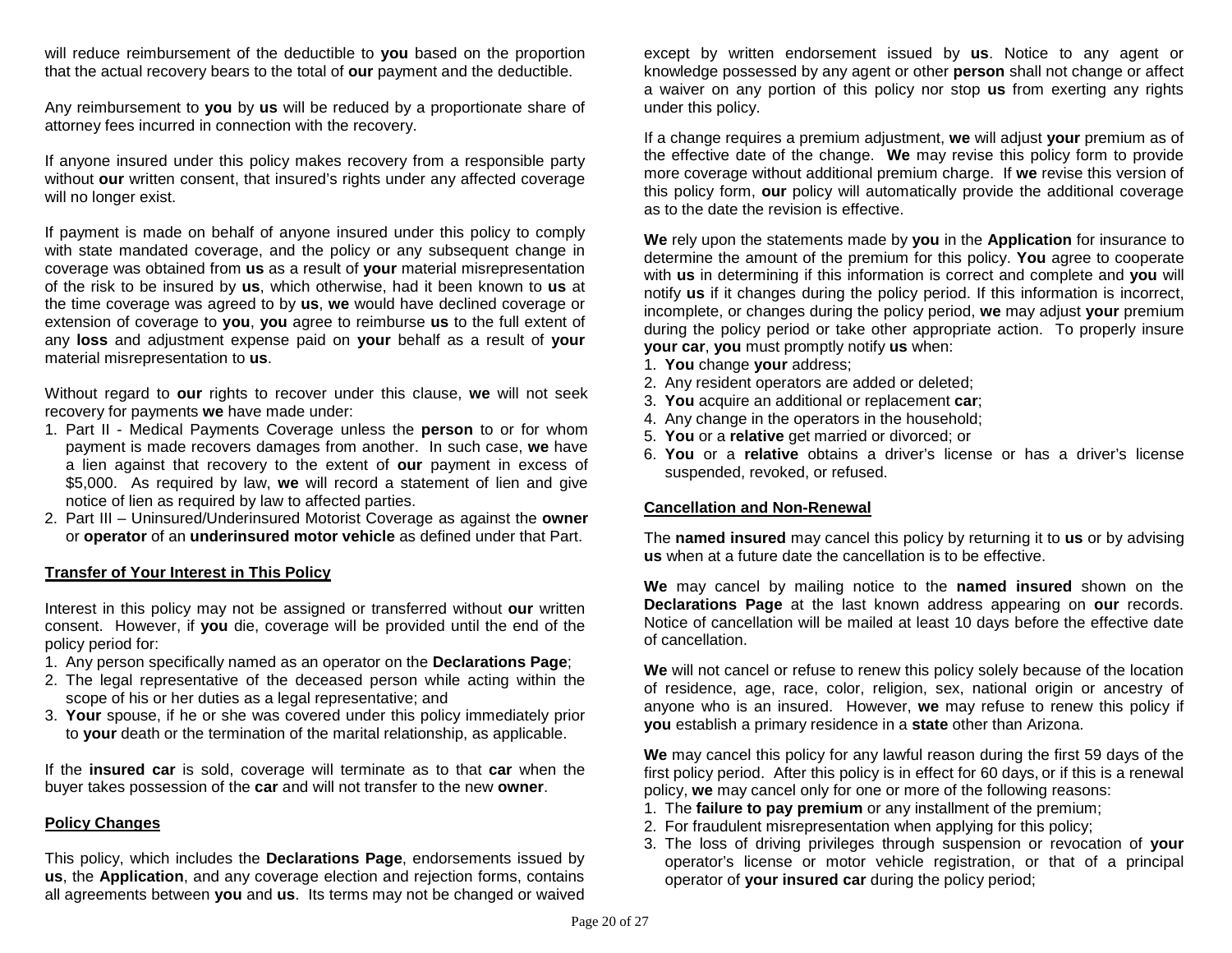will reduce reimbursement of the deductible to **you** based on the proportion that the actual recovery bears to the total of **our** payment and the deductible.

Any reimbursement to **you** by **us** will be reduced by a proportionate share of attorney fees incurred in connection with the recovery.

If anyone insured under this policy makes recovery from a responsible party without **our** written consent, that insured's rights under any affected coverage will no longer exist.

If payment is made on behalf of anyone insured under this policy to comply with state mandated coverage, and the policy or any subsequent change in coverage was obtained from **us** as a result of **your** material misrepresentation of the risk to be insured by **us**, which otherwise, had it been known to **us** at the time coverage was agreed to by **us**, **we** would have declined coverage or extension of coverage to **you**, **you** agree to reimburse **us** to the full extent of any **loss** and adjustment expense paid on **your** behalf as a result of **your** material misrepresentation to **us**.

Without regard to **our** rights to recover under this clause, **we** will not seek recovery for payments **we** have made under:

1. Part II - Medical Payments Coverage unless the **person** to or for whom payment is made recovers damages from another. In such case, **we** have a lien against that recovery to the extent of **our** payment in excess of $5,000. As required by law, **we** will record a statement of lien and give notice of lien as required by law to affected parties.
2. Part III – Uninsured/Underinsured Motorist Coverage as against the **owner** or **operator** of an **underinsured motor vehicle** as defined under that Part.

## Transfer of Your Interest in This Policy

Interest in this policy may not be assigned or transferred without **our** written consent. However, if **you** die, coverage will be provided until the end of the policy period for:

1. Any person specifically named as an operator on the **Declarations Page**;
2. The legal representative of the deceased person while acting within the scope of his or her duties as a legal representative; and
3. **Your** spouse, if he or she was covered under this policy immediately prior to **your** death or the termination of the marital relationship, as applicable.

If the **insured car** is sold, coverage will terminate as to that **car** when the buyer takes possession of the **car** and will not transfer to the new **owner**.

## Policy Changes

This policy, which includes the **Declarations Page**, endorsements issued by **us**, the **Application**, and any coverage election and rejection forms, contains all agreements between **you** and **us**. Its terms may not be changed or waived except by written endorsement issued by **us**. Notice to any agent or knowledge possessed by any agent or other **person** shall not change or affect a waiver on any portion of this policy nor stop **us** from exerting any rights under this policy.

If a change requires a premium adjustment, **we** will adjust **your** premium as of the effective date of the change. **We** may revise this policy form to provide more coverage without additional premium charge. If **we** revise this version of this policy form, **our** policy will automatically provide the additional coverage as to the date the revision is effective.

**We** rely upon the statements made by **you** in the **Application** for insurance to determine the amount of the premium for this policy. **You** agree to cooperate with **us** in determining if this information is correct and complete and **you** will notify **us** if it changes during the policy period. If this information is incorrect, incomplete, or changes during the policy period, **we** may adjust **your** premium during the policy period or take other appropriate action. To properly insure **your car**, **you** must promptly notify **us** when:

1. **You** change **your** address;
2. Any resident operators are added or deleted;
3. **You** acquire an additional or replacement **car**;
4. Any change in the operators in the household;
5. **You** or a **relative** get married or divorced; or
6. **You** or a **relative** obtains a driver's license or has a driver's license suspended, revoked, or refused.

## Cancellation and Non-Renewal

The **named insured** may cancel this policy by returning it to **us** or by advising **us** when at a future date the cancellation is to be effective.

**We** may cancel by mailing notice to the **named insured** shown on the **Declarations Page** at the last known address appearing on **our** records. Notice of cancellation will be mailed at least 10 days before the effective date of cancellation.

**We** will not cancel or refuse to renew this policy solely because of the location of residence, age, race, color, religion, sex, national origin or ancestry of anyone who is an insured. However, **we** may refuse to renew this policy if **you** establish a primary residence in a **state** other than Arizona.

**We** may cancel this policy for any lawful reason during the first 59 days of the first policy period. After this policy is in effect for 60 days, or if this is a renewal policy, **we** may cancel only for one or more of the following reasons:

1. The **failure to pay premium** or any installment of the premium;
2. For fraudulent misrepresentation when applying for this policy;
3. The loss of driving privileges through suspension or revocation of **your** operator's license or motor vehicle registration, or that of a principal operator of **your insured car** during the policy period;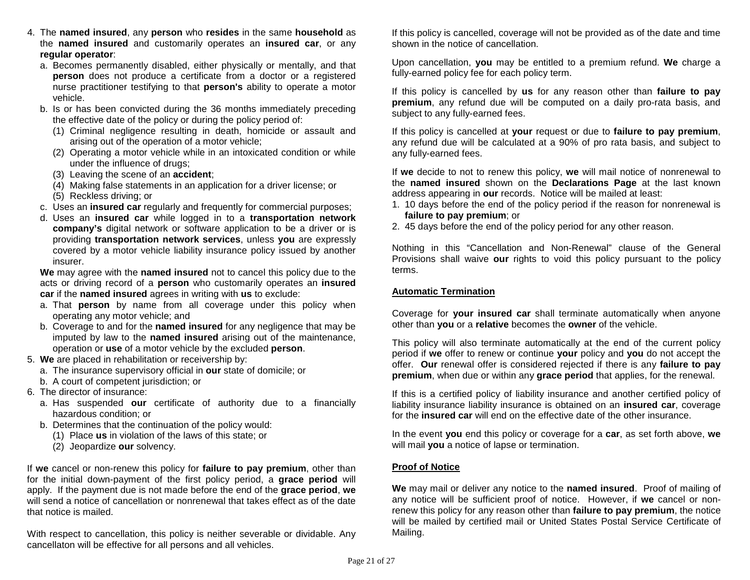4. The **named insured**, any **person** who **resides** in the same **household** as the **named insured** and customarily operates an **insured car**, or any **regular operator**:
   a. Becomes permanently disabled, either physically or mentally, and that **person** does not produce a certificate from a doctor or a registered nurse practitioner testifying to that **person's** ability to operate a motor vehicle.
   b. Is or has been convicted during the 36 months immediately preceding the effective date of the policy or during the policy period of:
      (1) Criminal negligence resulting in death, homicide or assault and arising out of the operation of a motor vehicle;
      (2) Operating a motor vehicle while in an intoxicated condition or while under the influence of drugs;
      (3) Leaving the scene of an **accident**;
      (4) Making false statements in an application for a driver license; or
      (5) Reckless driving; or
   c. Uses an **insured car** regularly and frequently for commercial purposes;
   d. Uses an **insured car** while logged in to a **transportation network company's** digital network or software application to be a driver or is providing **transportation network services**, unless **you** are expressly covered by a motor vehicle liability insurance policy issued by another insurer.

   **We** may agree with the **named insured** not to cancel this policy due to the acts or driving record of a **person** who customarily operates an **insured car** if the **named insured** agrees in writing with **us** to exclude:
   a. That **person** by name from all coverage under this policy when operating any motor vehicle; and
   b. Coverage to and for the **named insured** for any negligence that may be imputed by law to the **named insured** arising out of the maintenance, operation or **use** of a motor vehicle by the excluded **person**.
5. **We** are placed in rehabilitation or receivership by:
   a. The insurance supervisory official in **our** state of domicile; or
   b. A court of competent jurisdiction; or
6. The director of insurance:
   a. Has suspended **our** certificate of authority due to a financially hazardous condition; or
   b. Determines that the continuation of the policy would:
      (1) Place **us** in violation of the laws of this state; or
      (2) Jeopardize **our** solvency.

If **we** cancel or non-renew this policy for **failure to pay premium**, other than for the initial down-payment of the first policy period, a **grace period** will apply. If the payment due is not made before the end of the **grace period**, **we** will send a notice of cancellation or nonrenewal that takes effect as of the date that notice is mailed.

With respect to cancellation, this policy is neither severable or dividable. Any cancellaton will be effective for all persons and all vehicles.

If this policy is cancelled, coverage will not be provided as of the date and time shown in the notice of cancellation.

Upon cancellation, **you** may be entitled to a premium refund. **We** charge a fully-earned policy fee for each policy term.

If this policy is cancelled by **us** for any reason other than **failure to pay premium**, any refund due will be computed on a daily pro-rata basis, and subject to any fully-earned fees.

If this policy is cancelled at **your** request or due to **failure to pay premium**, any refund due will be calculated at a 90% of pro rata basis, and subject to any fully-earned fees.

If **we** decide to not to renew this policy, **we** will mail notice of nonrenewal to the **named insured** shown on the **Declarations Page** at the last known address appearing in **our** records. Notice will be mailed at least:
1. 10 days before the end of the policy period if the reason for nonrenewal is **failure to pay premium**; or
2. 45 days before the end of the policy period for any other reason.

Nothing in this "Cancellation and Non-Renewal" clause of the General Provisions shall waive **our** rights to void this policy pursuant to the policy terms.

## Automatic Termination

Coverage for **your insured car** shall terminate automatically when anyone other than **you** or a **relative** becomes the **owner** of the vehicle.

This policy will also terminate automatically at the end of the current policy period if **we** offer to renew or continue **your** policy and **you** do not accept the offer. **Our** renewal offer is considered rejected if there is any **failure to pay premium**, when due or within any **grace period** that applies, for the renewal.

If this is a certified policy of liability insurance and another certified policy of liability insurance liability insurance is obtained on an **insured car**, coverage for the **insured car** will end on the effective date of the other insurance.

In the event **you** end this policy or coverage for a **car**, as set forth above, **we** will mail **you** a notice of lapse or termination.

## Proof of Notice

**We** may mail or deliver any notice to the **named insured**. Proof of mailing of any notice will be sufficient proof of notice. However, if **we** cancel or non-renew this policy for any reason other than **failure to pay premium**, the notice will be mailed by certified mail or United States Postal Service Certificate of Mailing.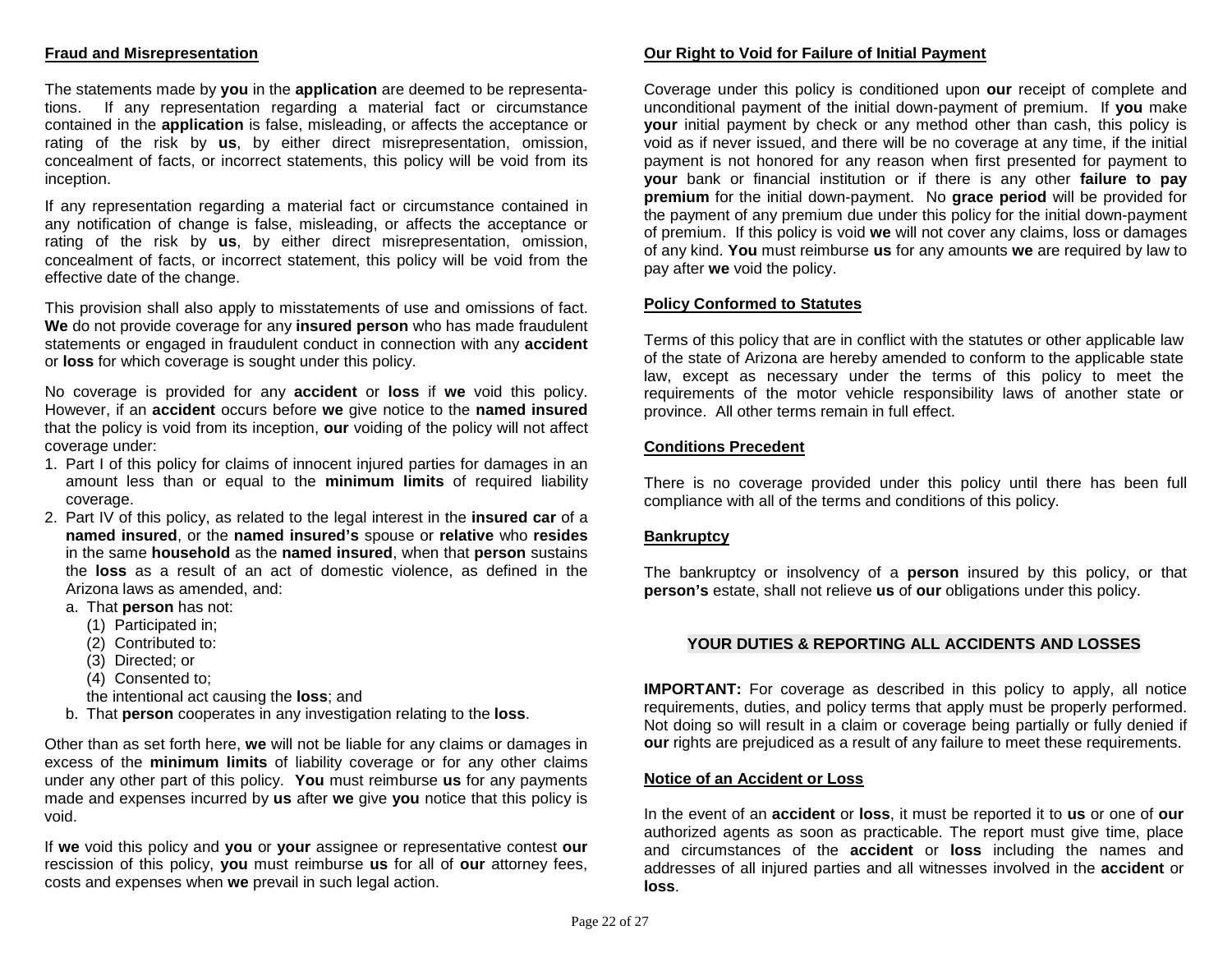## Fraud and Misrepresentation

The statements made by **you** in the **application** are deemed to be representations. If any representation regarding a material fact or circumstance contained in the **application** is false, misleading, or affects the acceptance or rating of the risk by **us**, by either direct misrepresentation, omission, concealment of facts, or incorrect statements, this policy will be void from its inception.

If any representation regarding a material fact or circumstance contained in any notification of change is false, misleading, or affects the acceptance or rating of the risk by **us**, by either direct misrepresentation, omission, concealment of facts, or incorrect statement, this policy will be void from the effective date of the change.

This provision shall also apply to misstatements of use and omissions of fact. **We** do not provide coverage for any **insured person** who has made fraudulent statements or engaged in fraudulent conduct in connection with any **accident** or **loss** for which coverage is sought under this policy.

No coverage is provided for any **accident** or **loss** if **we** void this policy. However, if an **accident** occurs before **we** give notice to the **named insured** that the policy is void from its inception, **our** voiding of the policy will not affect coverage under:

1. Part I of this policy for claims of innocent injured parties for damages in an amount less than or equal to the **minimum limits** of required liability coverage.
2. Part IV of this policy, as related to the legal interest in the **insured car** of a **named insured**, or the **named insured's** spouse or **relative** who **resides** in the same **household** as the **named insured**, when that **person** sustains the **loss** as a result of an act of domestic violence, as defined in the Arizona laws as amended, and:
   a. That **person** has not:
      (1) Participated in;
      (2) Contributed to:
      (3) Directed; or
      (4) Consented to;
      
      the intentional act causing the **loss**; and
   b. That **person** cooperates in any investigation relating to the **loss**.

Other than as set forth here, **we** will not be liable for any claims or damages in excess of the **minimum limits** of liability coverage or for any other claims under any other part of this policy. **You** must reimburse **us** for any payments made and expenses incurred by **us** after **we** give **you** notice that this policy is void.

If **we** void this policy and **you** or **your** assignee or representative contest **our** rescission of this policy, **you** must reimburse **us** for all of **our** attorney fees, costs and expenses when **we** prevail in such legal action.

## Our Right to Void for Failure of Initial Payment

Coverage under this policy is conditioned upon **our** receipt of complete and unconditional payment of the initial down-payment of premium. If **you** make **your** initial payment by check or any method other than cash, this policy is void as if never issued, and there will be no coverage at any time, if the initial payment is not honored for any reason when first presented for payment to **your** bank or financial institution or if there is any other **failure to pay premium** for the initial down-payment. No **grace period** will be provided for the payment of any premium due under this policy for the initial down-payment of premium. If this policy is void **we** will not cover any claims, loss or damages of any kind. **You** must reimburse **us** for any amounts **we** are required by law to pay after **we** void the policy.

## Policy Conformed to Statutes

Terms of this policy that are in conflict with the statutes or other applicable law of the state of Arizona are hereby amended to conform to the applicable state law, except as necessary under the terms of this policy to meet the requirements of the motor vehicle responsibility laws of another state or province. All other terms remain in full effect.

## Conditions Precedent

There is no coverage provided under this policy until there has been full compliance with all of the terms and conditions of this policy.

## Bankruptcy

The bankruptcy or insolvency of a **person** insured by this policy, or that **person's** estate, shall not relieve **us** of **our** obligations under this policy.

# YOUR DUTIES & REPORTING ALL ACCIDENTS AND LOSSES

**IMPORTANT:** For coverage as described in this policy to apply, all notice requirements, duties, and policy terms that apply must be properly performed. Not doing so will result in a claim or coverage being partially or fully denied if **our** rights are prejudiced as a result of any failure to meet these requirements.

## Notice of an Accident or Loss

In the event of an **accident** or **loss**, it must be reported it to **us** or one of **our** authorized agents as soon as practicable. The report must give time, place and circumstances of the **accident** or **loss** including the names and addresses of all injured parties and all witnesses involved in the **accident** or **loss**.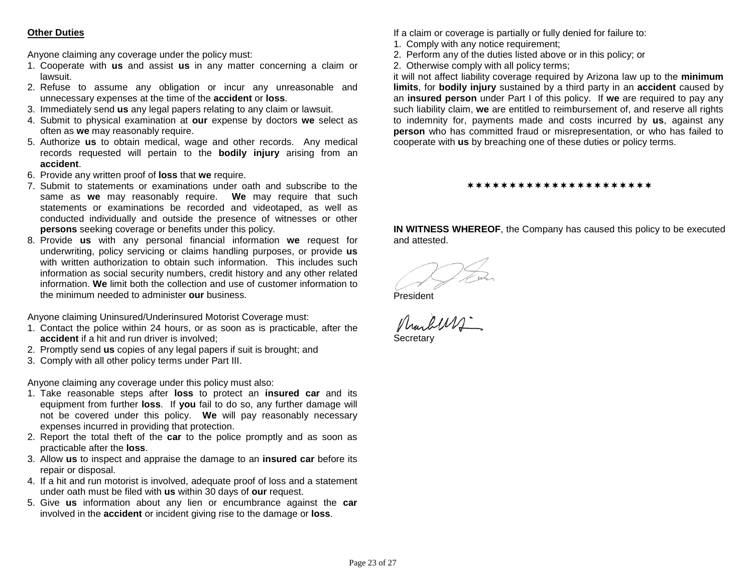**Other Duties**

Anyone claiming any coverage under the policy must:

1. Cooperate with **us** and assist **us** in any matter concerning a claim or lawsuit.
2. Refuse to assume any obligation or incur any unreasonable and unnecessary expenses at the time of the **accident** or **loss**.
3. Immediately send **us** any legal papers relating to any claim or lawsuit.
4. Submit to physical examination at **our** expense by doctors **we** select as often as **we** may reasonably require.
5. Authorize **us** to obtain medical, wage and other records. Any medical records requested will pertain to the **bodily injury** arising from an **accident**.
6. Provide any written proof of **loss** that **we** require.
7. Submit to statements or examinations under oath and subscribe to the same as **we** may reasonably require. **We** may require that such statements or examinations be recorded and videotaped, as well as conducted individually and outside the presence of witnesses or other **persons** seeking coverage or benefits under this policy.
8. Provide **us** with any personal financial information **we** request for underwriting, policy servicing or claims handling purposes, or provide **us** with written authorization to obtain such information. This includes such information as social security numbers, credit history and any other related information. **We** limit both the collection and use of customer information to the minimum needed to administer **our** business.

Anyone claiming Uninsured/Underinsured Motorist Coverage must:

1. Contact the police within 24 hours, or as soon as is practicable, after the **accident** if a hit and run driver is involved;
2. Promptly send **us** copies of any legal papers if suit is brought; and
3. Comply with all other policy terms under Part III.

Anyone claiming any coverage under this policy must also:

1. Take reasonable steps after **loss** to protect an **insured car** and its equipment from further **loss**. If **you** fail to do so, any further damage will not be covered under this policy. **We** will pay reasonably necessary expenses incurred in providing that protection.
2. Report the total theft of the **car** to the police promptly and as soon as practicable after the **loss**.
3. Allow **us** to inspect and appraise the damage to an **insured car** before its repair or disposal.
4. If a hit and run motorist is involved, adequate proof of loss and a statement under oath must be filed with **us** within 30 days of **our** request.
5. Give **us** information about any lien or encumbrance against the **car** involved in the **accident** or incident giving rise to the damage or **loss**.

If a claim or coverage is partially or fully denied for failure to:

1. Comply with any notice requirement;
2. Perform any of the duties listed above or in this policy; or
2. Otherwise comply with all policy terms;

it will not affect liability coverage required by Arizona law up to the **minimum limits**, for **bodily injury** sustained by a third party in an **accident** caused by an **insured person** under Part I of this policy. If **we** are required to pay any such liability claim, **we** are entitled to reimbursement of, and reserve all rights to indemnity for, payments made and costs incurred by **us**, against any **person** who has committed fraud or misrepresentation, or who has failed to cooperate with **us** by breaching one of these duties or policy terms.

\* \* \* \* \* \* \* \* \* \* \* \* \* \* \* \* \* \* \* \* \* \* \*

**IN WITNESS WHEREOF**, the Company has caused this policy to be executed and attested.

President

Secretary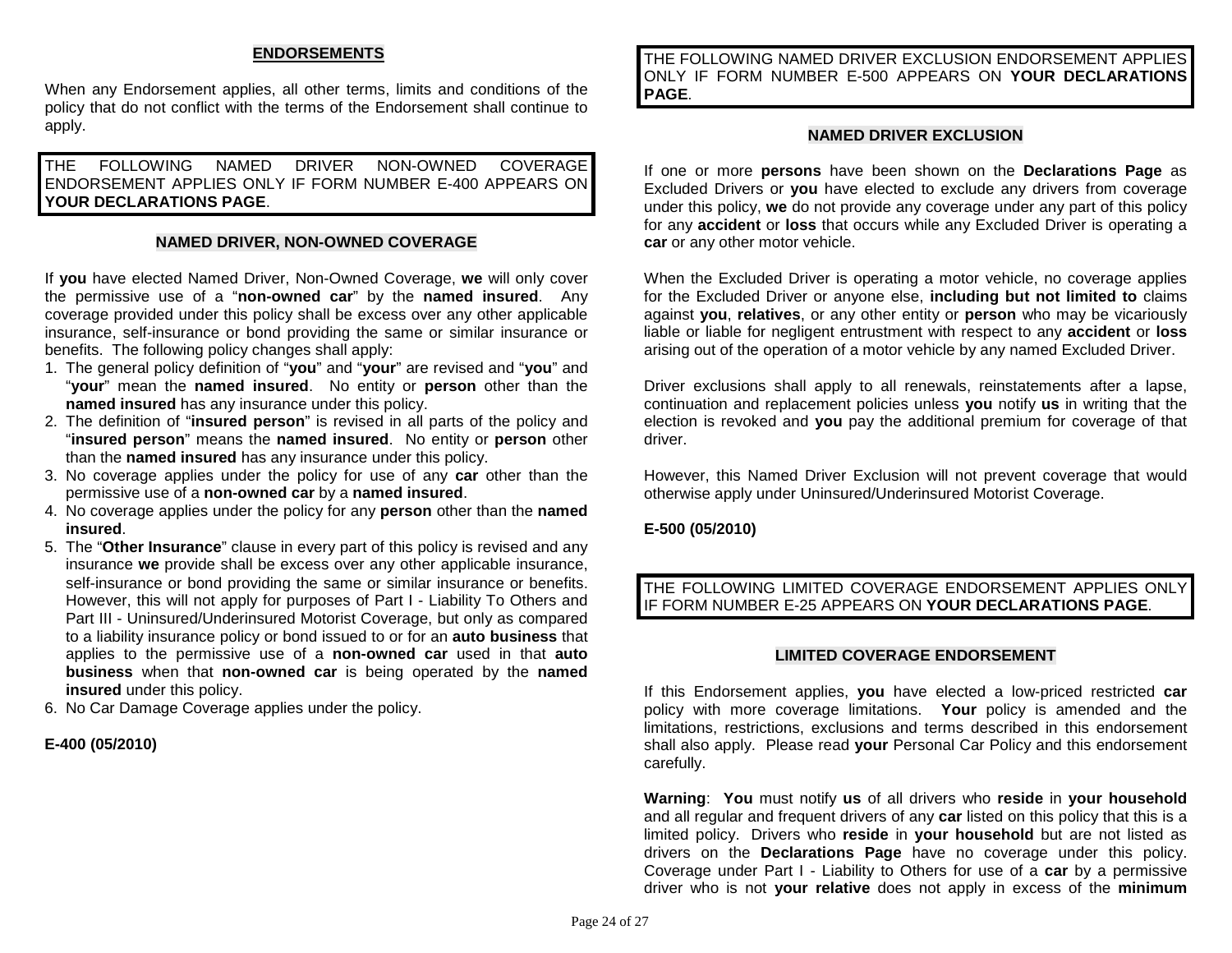## ENDORSEMENTS

When any Endorsement applies, all other terms, limits and conditions of the policy that do not conflict with the terms of the Endorsement shall continue to apply.

THE FOLLOWING NAMED DRIVER NON-OWNED COVERAGE ENDORSEMENT APPLIES ONLY IF FORM NUMBER E-400 APPEARS ON **YOUR DECLARATIONS PAGE**.

### NAMED DRIVER, NON-OWNED COVERAGE

If **you** have elected Named Driver, Non-Owned Coverage, **we** will only cover the permissive use of a "**non-owned car**" by the **named insured**. Any coverage provided under this policy shall be excess over any other applicable insurance, self-insurance or bond providing the same or similar insurance or benefits. The following policy changes shall apply:

1. The general policy definition of "**you**" and "**your**" are revised and "**you**" and "**your**" mean the **named insured**. No entity or **person** other than the **named insured** has any insurance under this policy.
2. The definition of "**insured person**" is revised in all parts of the policy and "**insured person**" means the **named insured**. No entity or **person** other than the **named insured** has any insurance under this policy.
3. No coverage applies under the policy for use of any **car** other than the permissive use of a **non-owned car** by a **named insured**.
4. No coverage applies under the policy for any **person** other than the **named insured**.
5. The "**Other Insurance**" clause in every part of this policy is revised and any insurance **we** provide shall be excess over any other applicable insurance, self-insurance or bond providing the same or similar insurance or benefits. However, this will not apply for purposes of Part I - Liability To Others and Part III - Uninsured/Underinsured Motorist Coverage, but only as compared to a liability insurance policy or bond issued to or for an **auto business** that applies to the permissive use of a **non-owned car** used in that **auto business** when that **non-owned car** is being operated by the **named insured** under this policy.
6. No Car Damage Coverage applies under the policy.

**E-400 (05/2010)**

THE FOLLOWING NAMED DRIVER EXCLUSION ENDORSEMENT APPLIES ONLY IF FORM NUMBER E-500 APPEARS ON **YOUR DECLARATIONS PAGE**.

### NAMED DRIVER EXCLUSION

If one or more **persons** have been shown on the **Declarations Page** as Excluded Drivers or **you** have elected to exclude any drivers from coverage under this policy, **we** do not provide any coverage under any part of this policy for any **accident** or **loss** that occurs while any Excluded Driver is operating a **car** or any other motor vehicle.

When the Excluded Driver is operating a motor vehicle, no coverage applies for the Excluded Driver or anyone else, **including but not limited to** claims against **you**, **relatives**, or any other entity or **person** who may be vicariously liable or liable for negligent entrustment with respect to any **accident** or **loss** arising out of the operation of a motor vehicle by any named Excluded Driver.

Driver exclusions shall apply to all renewals, reinstatements after a lapse, continuation and replacement policies unless **you** notify **us** in writing that the election is revoked and **you** pay the additional premium for coverage of that driver.

However, this Named Driver Exclusion will not prevent coverage that would otherwise apply under Uninsured/Underinsured Motorist Coverage.

**E-500 (05/2010)**

THE FOLLOWING LIMITED COVERAGE ENDORSEMENT APPLIES ONLY IF FORM NUMBER E-25 APPEARS ON **YOUR DECLARATIONS PAGE**.

### LIMITED COVERAGE ENDORSEMENT

If this Endorsement applies, **you** have elected a low-priced restricted **car** policy with more coverage limitations. **Your** policy is amended and the limitations, restrictions, exclusions and terms described in this endorsement shall also apply. Please read **your** Personal Car Policy and this endorsement carefully.

**Warning**: **You** must notify **us** of all drivers who **reside** in **your household** and all regular and frequent drivers of any **car** listed on this policy that this is a limited policy. Drivers who **reside** in **your household** but are not listed as drivers on the **Declarations Page** have no coverage under this policy. Coverage under Part I - Liability to Others for use of a **car** by a permissive driver who is not **your relative** does not apply in excess of the **minimum**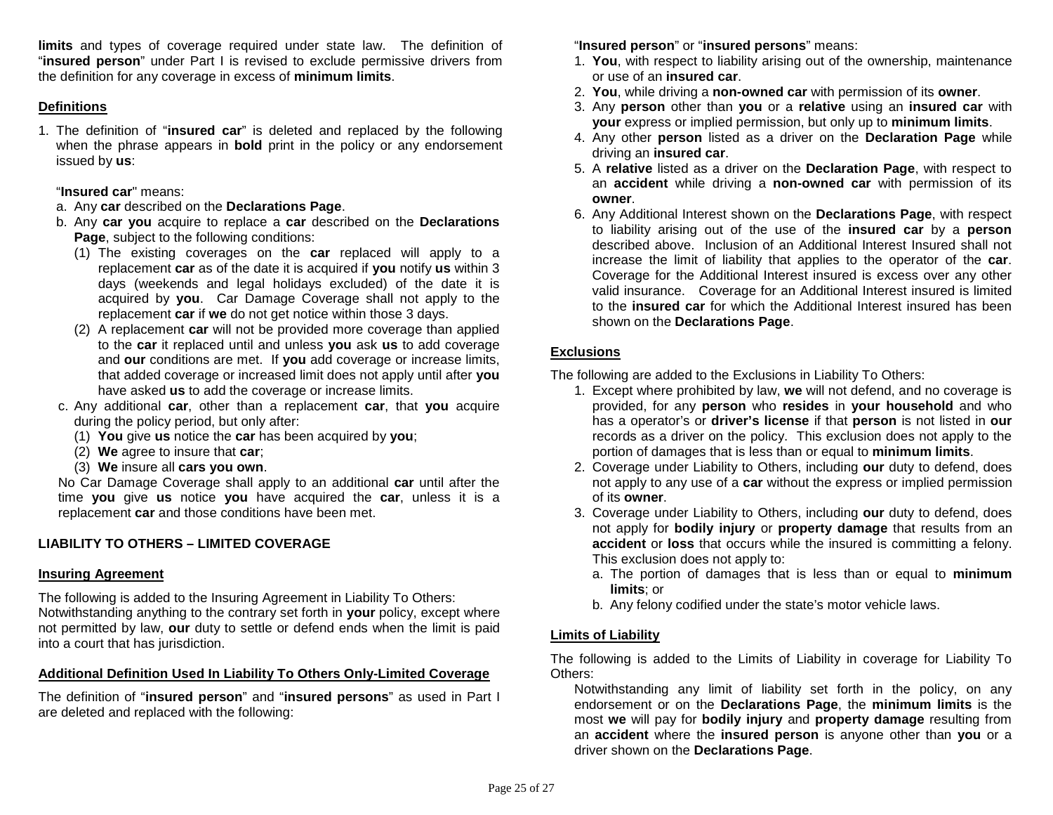**limits** and types of coverage required under state law. The definition of "**insured person**" under Part I is revised to exclude permissive drivers from the definition for any coverage in excess of **minimum limits**.

## Definitions

1. The definition of "**insured car**" is deleted and replaced by the following when the phrase appears in **bold** print in the policy or any endorsement issued by **us**:

   "**Insured car**" means:

   a. Any **car** described on the **Declarations Page**.

   b. Any **car you** acquire to replace a **car** described on the **Declarations Page**, subject to the following conditions:

      (1) The existing coverages on the **car** replaced will apply to a replacement **car** as of the date it is acquired if **you** notify **us** within 3 days (weekends and legal holidays excluded) of the date it is acquired by **you**. Car Damage Coverage shall not apply to the replacement **car** if **we** do not get notice within those 3 days.

      (2) A replacement **car** will not be provided more coverage than applied to the **car** it replaced until and unless **you** ask **us** to add coverage and **our** conditions are met. If **you** add coverage or increase limits, that added coverage or increased limit does not apply until after **you** have asked **us** to add the coverage or increase limits.

   c. Any additional **car**, other than a replacement **car**, that **you** acquire during the policy period, but only after:

      (1) **You** give **us** notice the **car** has been acquired by **you**;

      (2) **We** agree to insure that **car**;

      (3) **We** insure all **cars you own**.

   No Car Damage Coverage shall apply to an additional **car** until after the time **you** give **us** notice **you** have acquired the **car**, unless it is a replacement **car** and those conditions have been met.

## LIABILITY TO OTHERS – LIMITED COVERAGE

### Insuring Agreement

The following is added to the Insuring Agreement in Liability To Others:
Notwithstanding anything to the contrary set forth in **your** policy, except where not permitted by law, **our** duty to settle or defend ends when the limit is paid into a court that has jurisdiction.

### Additional Definition Used In Liability To Others Only-Limited Coverage

The definition of "**insured person**" and "**insured persons**" as used in Part I are deleted and replaced with the following:

"**Insured person**" or "**insured persons**" means:

1. **You**, with respect to liability arising out of the ownership, maintenance or use of an **insured car**.
2. **You**, while driving a **non-owned car** with permission of its **owner**.
3. Any **person** other than **you** or a **relative** using an **insured car** with **your** express or implied permission, but only up to **minimum limits**.
4. Any other **person** listed as a driver on the **Declaration Page** while driving an **insured car**.
5. A **relative** listed as a driver on the **Declaration Page**, with respect to an **accident** while driving a **non-owned car** with permission of its **owner**.
6. Any Additional Interest shown on the **Declarations Page**, with respect to liability arising out of the use of the **insured car** by a **person** described above. Inclusion of an Additional Interest Insured shall not increase the limit of liability that applies to the operator of the **car**. Coverage for the Additional Interest insured is excess over any other valid insurance. Coverage for an Additional Interest insured is limited to the **insured car** for which the Additional Interest insured has been shown on the **Declarations Page**.

### Exclusions

The following are added to the Exclusions in Liability To Others:

1. Except where prohibited by law, **we** will not defend, and no coverage is provided, for any **person** who **resides** in **your household** and who has a operator's or **driver's license** if that **person** is not listed in **our** records as a driver on the policy. This exclusion does not apply to the portion of damages that is less than or equal to **minimum limits**.
2. Coverage under Liability to Others, including **our** duty to defend, does not apply to any use of a **car** without the express or implied permission of its **owner**.
3. Coverage under Liability to Others, including **our** duty to defend, does not apply for **bodily injury** or **property damage** that results from an **accident** or **loss** that occurs while the insured is committing a felony. This exclusion does not apply to:
   a. The portion of damages that is less than or equal to **minimum limits**; or
   b. Any felony codified under the state's motor vehicle laws.

### Limits of Liability

The following is added to the Limits of Liability in coverage for Liability To Others:

Notwithstanding any limit of liability set forth in the policy, on any endorsement or on the **Declarations Page**, the **minimum limits** is the most **we** will pay for **bodily injury** and **property damage** resulting from an **accident** where the **insured person** is anyone other than **you** or a driver shown on the **Declarations Page**.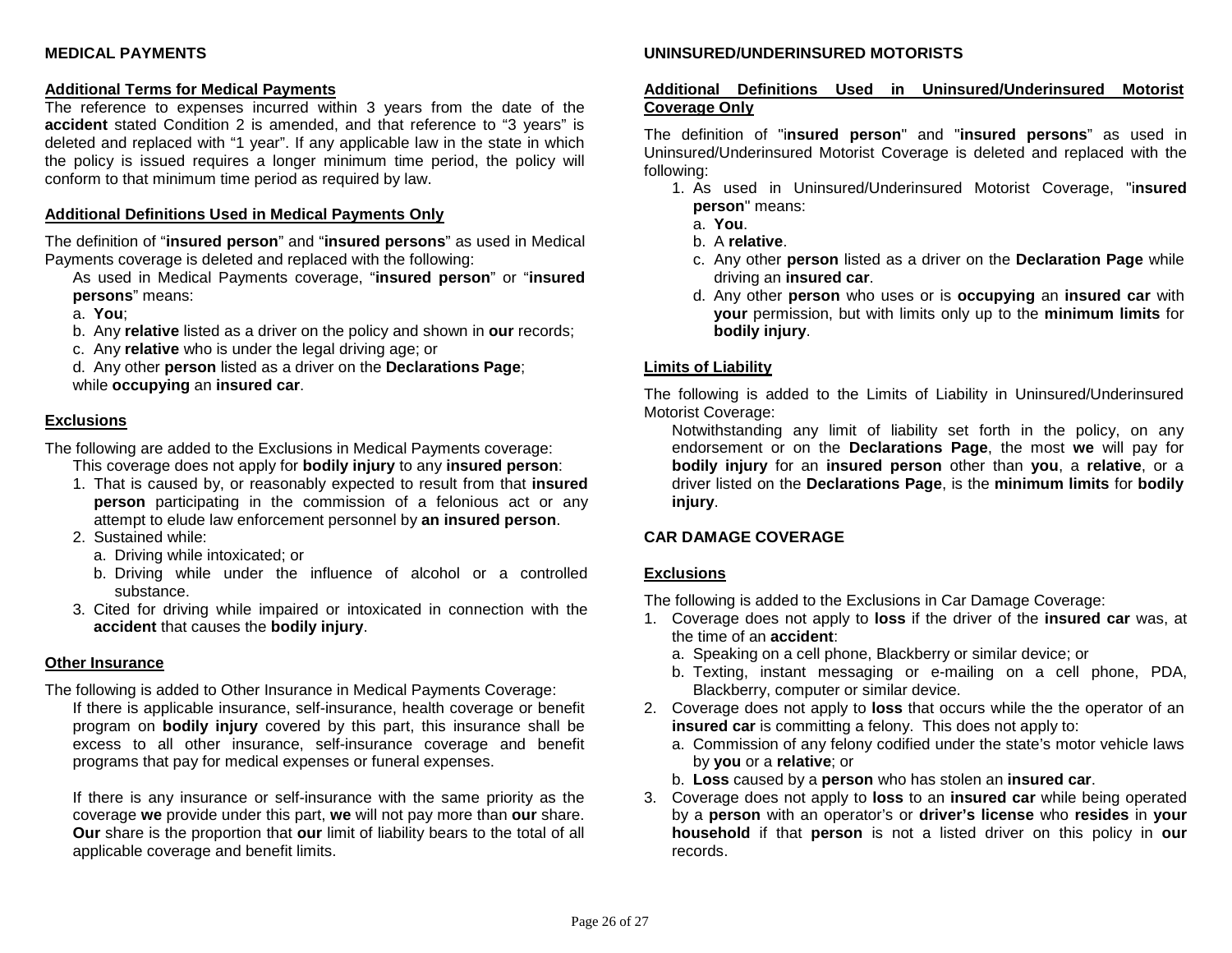## MEDICAL PAYMENTS

### Additional Terms for Medical Payments

The reference to expenses incurred within 3 years from the date of the **accident** stated Condition 2 is amended, and that reference to "3 years" is deleted and replaced with "1 year". If any applicable law in the state in which the policy is issued requires a longer minimum time period, the policy will conform to that minimum time period as required by law.

### Additional Definitions Used in Medical Payments Only

The definition of "**insured person**" and "**insured persons**" as used in Medical Payments coverage is deleted and replaced with the following:

As used in Medical Payments coverage, "**insured person**" or "**insured persons**" means:

a. **You**;
b. Any **relative** listed as a driver on the policy and shown in **our** records;
c. Any **relative** who is under the legal driving age; or
d. Any other **person** listed as a driver on the **Declarations Page**;

while **occupying** an **insured car**.

### Exclusions

The following are added to the Exclusions in Medical Payments coverage:

This coverage does not apply for **bodily injury** to any **insured person**:

1. That is caused by, or reasonably expected to result from that **insured person** participating in the commission of a felonious act or any attempt to elude law enforcement personnel by **an insured person**.
2. Sustained while:
   a. Driving while intoxicated; or
   b. Driving while under the influence of alcohol or a controlled substance.
3. Cited for driving while impaired or intoxicated in connection with the **accident** that causes the **bodily injury**.

### Other Insurance

The following is added to Other Insurance in Medical Payments Coverage:

If there is applicable insurance, self-insurance, health coverage or benefit program on **bodily injury** covered by this part, this insurance shall be excess to all other insurance, self-insurance coverage and benefit programs that pay for medical expenses or funeral expenses.

If there is any insurance or self-insurance with the same priority as the coverage **we** provide under this part, **we** will not pay more than **our** share. **Our** share is the proportion that **our** limit of liability bears to the total of all applicable coverage and benefit limits.

## UNINSURED/UNDERINSURED MOTORISTS

### Additional Definitions Used in Uninsured/Underinsured Motorist Coverage Only

The definition of "**insured person**" and "**insured persons**" as used in Uninsured/Underinsured Motorist Coverage is deleted and replaced with the following:

1. As used in Uninsured/Underinsured Motorist Coverage, "**insured person**" means:
   a. **You**.
   b. A **relative**.
   c. Any other **person** listed as a driver on the **Declaration Page** while driving an **insured car**.
   d. Any other **person** who uses or is **occupying** an **insured car** with **your** permission, but with limits only up to the **minimum limits** for **bodily injury**.

### Limits of Liability

The following is added to the Limits of Liability in Uninsured/Underinsured Motorist Coverage:

Notwithstanding any limit of liability set forth in the policy, on any endorsement or on the **Declarations Page**, the most **we** will pay for **bodily injury** for an **insured person** other than **you**, a **relative**, or a driver listed on the **Declarations Page**, is the **minimum limits** for **bodily injury**.

## CAR DAMAGE COVERAGE

### Exclusions

The following is added to the Exclusions in Car Damage Coverage:

1. Coverage does not apply to **loss** if the driver of the **insured car** was, at the time of an **accident**:
   a. Speaking on a cell phone, Blackberry or similar device; or
   b. Texting, instant messaging or e-mailing on a cell phone, PDA, Blackberry, computer or similar device.
2. Coverage does not apply to **loss** that occurs while the the operator of an **insured car** is committing a felony. This does not apply to:
   a. Commission of any felony codified under the state's motor vehicle laws by **you** or a **relative**; or
   b. **Loss** caused by a **person** who has stolen an **insured car**.
3. Coverage does not apply to **loss** to an **insured car** while being operated by a **person** with an operator's or **driver's license** who **resides** in **your household** if that **person** is not a listed driver on this policy in **our** records.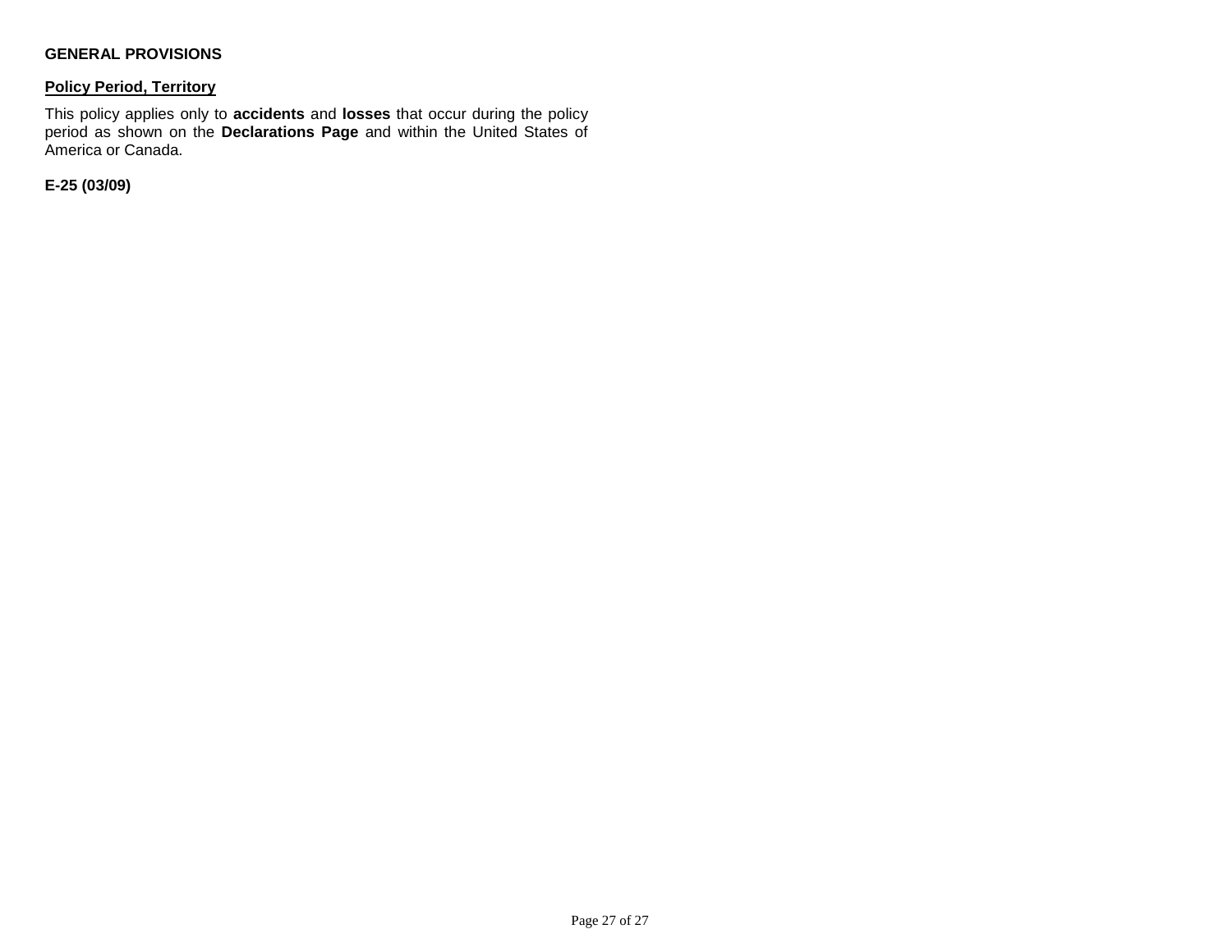**GENERAL PROVISIONS**

**Policy Period, Territory**

This policy applies only to **accidents** and **losses** that occur during the policy period as shown on the **Declarations Page** and within the United States of America or Canada.

**E-25 (03/09)**